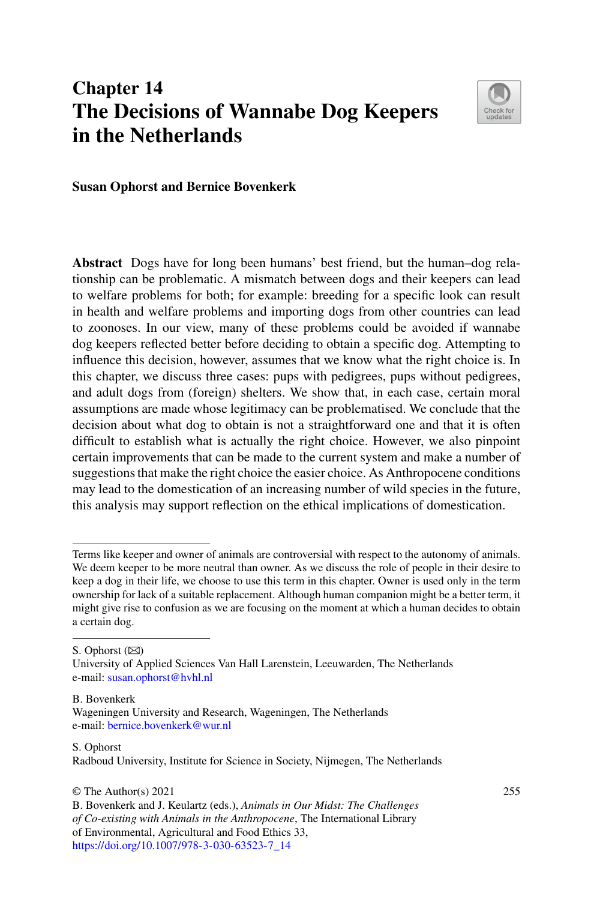# Chapter 14
# The Decisions of Wannabe Dog Keepers in the Netherlands

**Susan Ophorst and Bernice Bovenkerk**

**Abstract** Dogs have for long been humans' best friend, but the human–dog relationship can be problematic. A mismatch between dogs and their keepers can lead to welfare problems for both; for example: breeding for a specific look can result in health and welfare problems and importing dogs from other countries can lead to zoonoses. In our view, many of these problems could be avoided if wannabe dog keepers reflected better before deciding to obtain a specific dog. Attempting to influence this decision, however, assumes that we know what the right choice is. In this chapter, we discuss three cases: pups with pedigrees, pups without pedigrees, and adult dogs from (foreign) shelters. We show that, in each case, certain moral assumptions are made whose legitimacy can be problematised. We conclude that the decision about what dog to obtain is not a straightforward one and that it is often difficult to establish what is actually the right choice. However, we also pinpoint certain improvements that can be made to the current system and make a number of suggestions that make the right choice the easier choice. As Anthropocene conditions may lead to the domestication of an increasing number of wild species in the future, this analysis may support reflection on the ethical implications of domestication.

---

Terms like keeper and owner of animals are controversial with respect to the autonomy of animals. We deem keeper to be more neutral than owner. As we discuss the role of people in their desire to keep a dog in their life, we choose to use this term in this chapter. Owner is used only in the term ownership for lack of a suitable replacement. Although human companion might be a better term, it might give rise to confusion as we are focusing on the moment at which a human decides to obtain a certain dog.

---

S. Ophorst (✉)
University of Applied Sciences Van Hall Larenstein, Leeuwarden, The Netherlands
e-mail: susan.ophorst@hvhl.nl

B. Bovenkerk
Wageningen University and Research, Wageningen, The Netherlands
e-mail: bernice.bovenkerk@wur.nl

S. Ophorst
Radboud University, Institute for Science in Society, Nijmegen, The Netherlands

© The Author(s) 2021
B. Bovenkerk and J. Keulartz (eds.), *Animals in Our Midst: The Challenges of Co-existing with Animals in the Anthropocene*, The International Library of Environmental, Agricultural and Food Ethics 33,
https://doi.org/10.1007/978-3-030-63523-7_14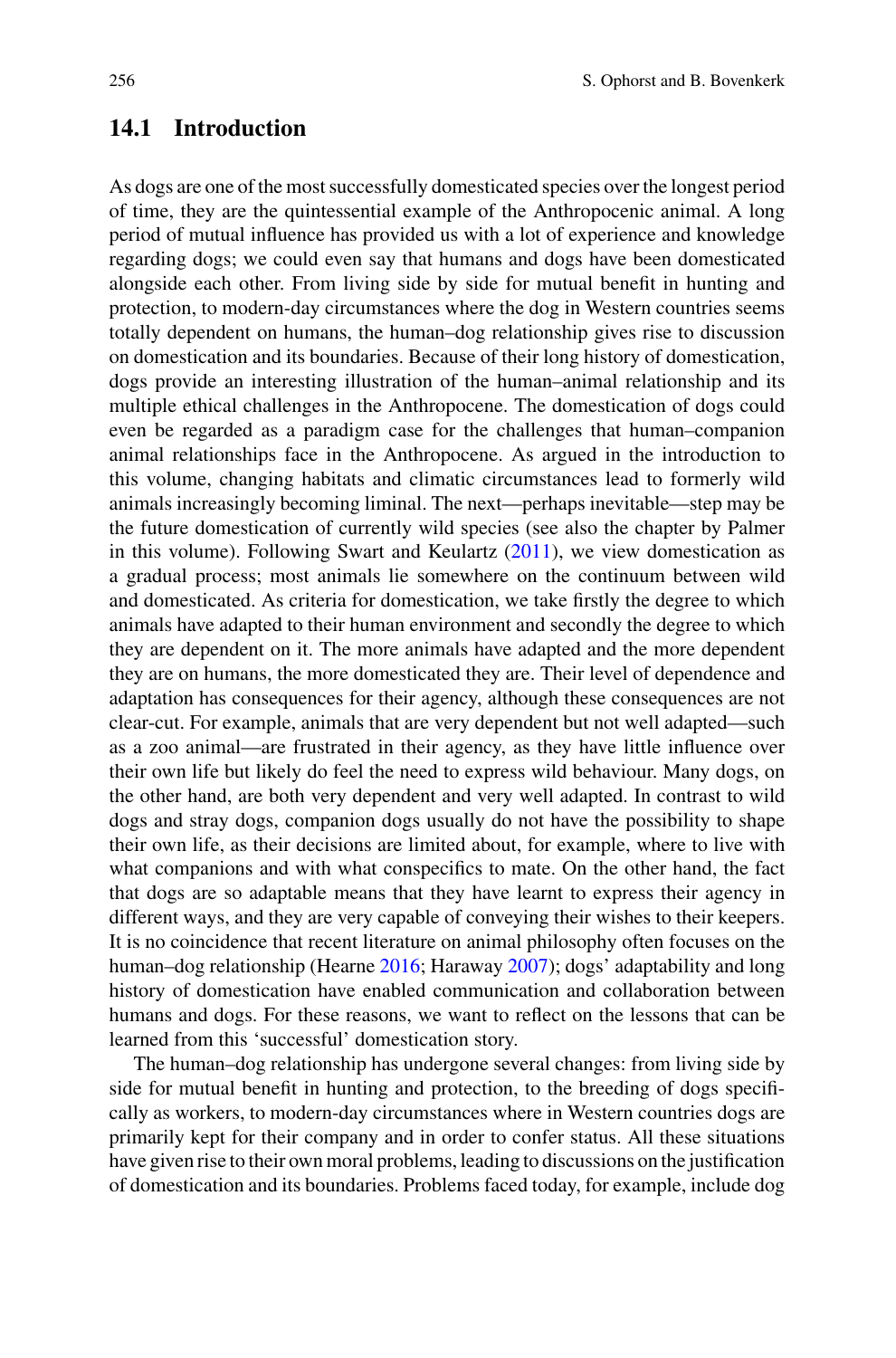## 14.1 Introduction

As dogs are one of the most successfully domesticated species over the longest period of time, they are the quintessential example of the Anthropocenic animal. A long period of mutual influence has provided us with a lot of experience and knowledge regarding dogs; we could even say that humans and dogs have been domesticated alongside each other. From living side by side for mutual benefit in hunting and protection, to modern-day circumstances where the dog in Western countries seems totally dependent on humans, the human–dog relationship gives rise to discussion on domestication and its boundaries. Because of their long history of domestication, dogs provide an interesting illustration of the human–animal relationship and its multiple ethical challenges in the Anthropocene. The domestication of dogs could even be regarded as a paradigm case for the challenges that human–companion animal relationships face in the Anthropocene. As argued in the introduction to this volume, changing habitats and climatic circumstances lead to formerly wild animals increasingly becoming liminal. The next—perhaps inevitable—step may be the future domestication of currently wild species (see also the chapter by Palmer in this volume). Following Swart and Keulartz (2011), we view domestication as a gradual process; most animals lie somewhere on the continuum between wild and domesticated. As criteria for domestication, we take firstly the degree to which animals have adapted to their human environment and secondly the degree to which they are dependent on it. The more animals have adapted and the more dependent they are on humans, the more domesticated they are. Their level of dependence and adaptation has consequences for their agency, although these consequences are not clear-cut. For example, animals that are very dependent but not well adapted—such as a zoo animal—are frustrated in their agency, as they have little influence over their own life but likely do feel the need to express wild behaviour. Many dogs, on the other hand, are both very dependent and very well adapted. In contrast to wild dogs and stray dogs, companion dogs usually do not have the possibility to shape their own life, as their decisions are limited about, for example, where to live with what companions and with what conspecifics to mate. On the other hand, the fact that dogs are so adaptable means that they have learnt to express their agency in different ways, and they are very capable of conveying their wishes to their keepers. It is no coincidence that recent literature on animal philosophy often focuses on the human–dog relationship (Hearne 2016; Haraway 2007); dogs' adaptability and long history of domestication have enabled communication and collaboration between humans and dogs. For these reasons, we want to reflect on the lessons that can be learned from this 'successful' domestication story.

The human–dog relationship has undergone several changes: from living side by side for mutual benefit in hunting and protection, to the breeding of dogs specifically as workers, to modern-day circumstances where in Western countries dogs are primarily kept for their company and in order to confer status. All these situations have given rise to their own moral problems, leading to discussions on the justification of domestication and its boundaries. Problems faced today, for example, include dog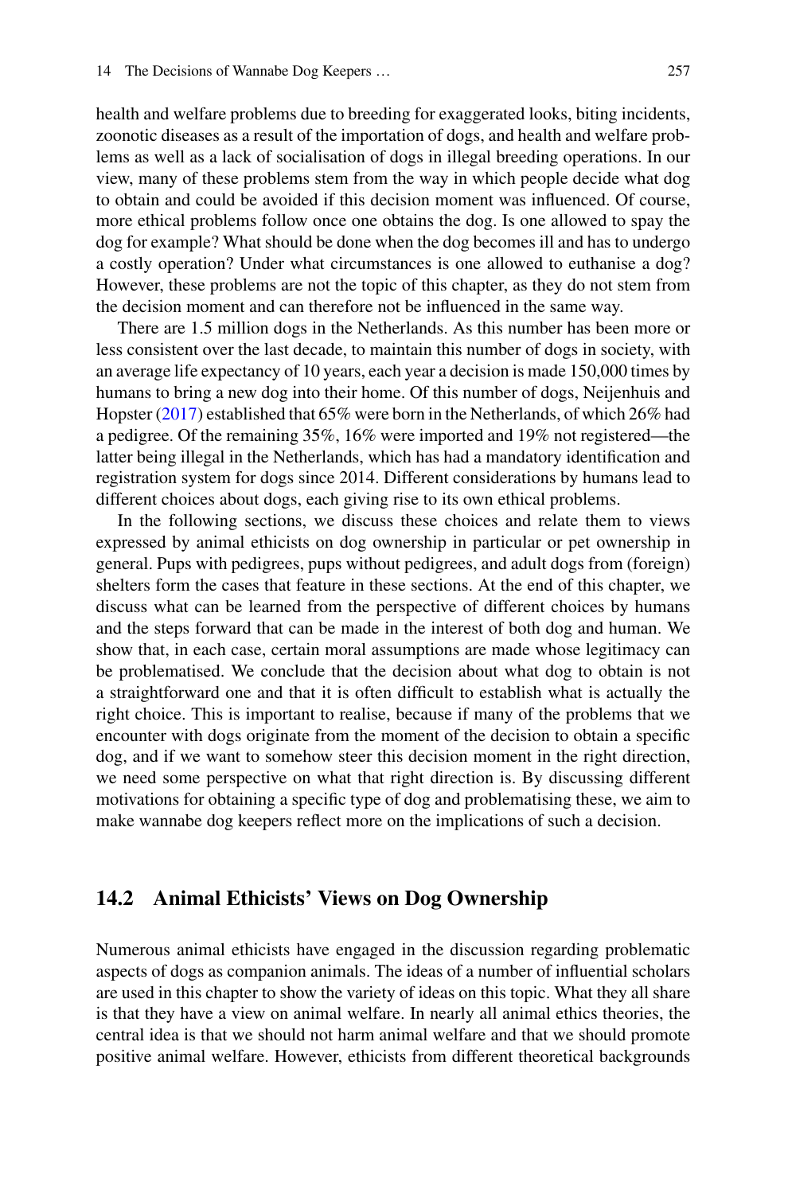health and welfare problems due to breeding for exaggerated looks, biting incidents, zoonotic diseases as a result of the importation of dogs, and health and welfare problems as well as a lack of socialisation of dogs in illegal breeding operations. In our view, many of these problems stem from the way in which people decide what dog to obtain and could be avoided if this decision moment was influenced. Of course, more ethical problems follow once one obtains the dog. Is one allowed to spay the dog for example? What should be done when the dog becomes ill and has to undergo a costly operation? Under what circumstances is one allowed to euthanise a dog? However, these problems are not the topic of this chapter, as they do not stem from the decision moment and can therefore not be influenced in the same way.

There are 1.5 million dogs in the Netherlands. As this number has been more or less consistent over the last decade, to maintain this number of dogs in society, with an average life expectancy of 10 years, each year a decision is made 150,000 times by humans to bring a new dog into their home. Of this number of dogs, Neijenhuis and Hopster (2017) established that 65% were born in the Netherlands, of which 26% had a pedigree. Of the remaining 35%, 16% were imported and 19% not registered—the latter being illegal in the Netherlands, which has had a mandatory identification and registration system for dogs since 2014. Different considerations by humans lead to different choices about dogs, each giving rise to its own ethical problems.

In the following sections, we discuss these choices and relate them to views expressed by animal ethicists on dog ownership in particular or pet ownership in general. Pups with pedigrees, pups without pedigrees, and adult dogs from (foreign) shelters form the cases that feature in these sections. At the end of this chapter, we discuss what can be learned from the perspective of different choices by humans and the steps forward that can be made in the interest of both dog and human. We show that, in each case, certain moral assumptions are made whose legitimacy can be problematised. We conclude that the decision about what dog to obtain is not a straightforward one and that it is often difficult to establish what is actually the right choice. This is important to realise, because if many of the problems that we encounter with dogs originate from the moment of the decision to obtain a specific dog, and if we want to somehow steer this decision moment in the right direction, we need some perspective on what that right direction is. By discussing different motivations for obtaining a specific type of dog and problematising these, we aim to make wannabe dog keepers reflect more on the implications of such a decision.

## 14.2 Animal Ethicists' Views on Dog Ownership

Numerous animal ethicists have engaged in the discussion regarding problematic aspects of dogs as companion animals. The ideas of a number of influential scholars are used in this chapter to show the variety of ideas on this topic. What they all share is that they have a view on animal welfare. In nearly all animal ethics theories, the central idea is that we should not harm animal welfare and that we should promote positive animal welfare. However, ethicists from different theoretical backgrounds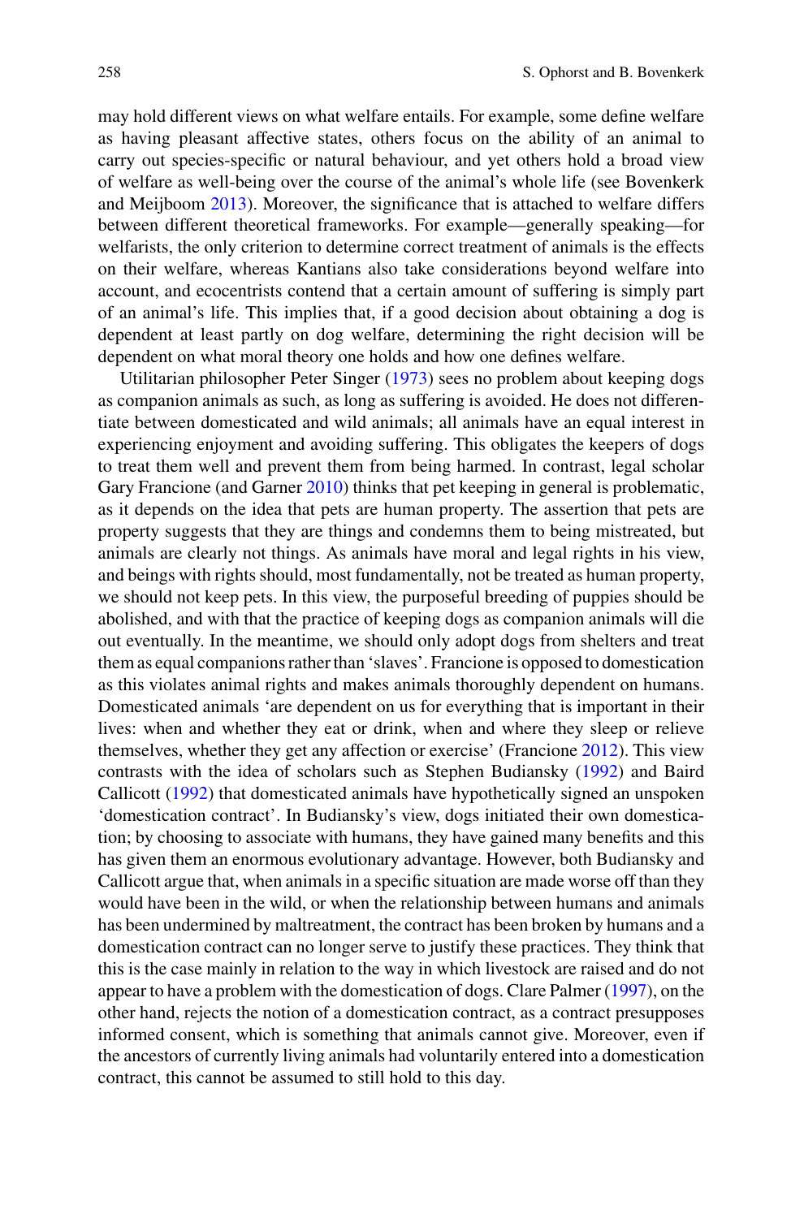may hold different views on what welfare entails. For example, some define welfare as having pleasant affective states, others focus on the ability of an animal to carry out species-specific or natural behaviour, and yet others hold a broad view of welfare as well-being over the course of the animal's whole life (see Bovenkerk and Meijboom 2013). Moreover, the significance that is attached to welfare differs between different theoretical frameworks. For example—generally speaking—for welfarists, the only criterion to determine correct treatment of animals is the effects on their welfare, whereas Kantians also take considerations beyond welfare into account, and ecocentrists contend that a certain amount of suffering is simply part of an animal's life. This implies that, if a good decision about obtaining a dog is dependent at least partly on dog welfare, determining the right decision will be dependent on what moral theory one holds and how one defines welfare.

Utilitarian philosopher Peter Singer (1973) sees no problem about keeping dogs as companion animals as such, as long as suffering is avoided. He does not differentiate between domesticated and wild animals; all animals have an equal interest in experiencing enjoyment and avoiding suffering. This obligates the keepers of dogs to treat them well and prevent them from being harmed. In contrast, legal scholar Gary Francione (and Garner 2010) thinks that pet keeping in general is problematic, as it depends on the idea that pets are human property. The assertion that pets are property suggests that they are things and condemns them to being mistreated, but animals are clearly not things. As animals have moral and legal rights in his view, and beings with rights should, most fundamentally, not be treated as human property, we should not keep pets. In this view, the purposeful breeding of puppies should be abolished, and with that the practice of keeping dogs as companion animals will die out eventually. In the meantime, we should only adopt dogs from shelters and treat them as equal companions rather than 'slaves'. Francione is opposed to domestication as this violates animal rights and makes animals thoroughly dependent on humans. Domesticated animals 'are dependent on us for everything that is important in their lives: when and whether they eat or drink, when and where they sleep or relieve themselves, whether they get any affection or exercise' (Francione 2012). This view contrasts with the idea of scholars such as Stephen Budiansky (1992) and Baird Callicott (1992) that domesticated animals have hypothetically signed an unspoken 'domestication contract'. In Budiansky's view, dogs initiated their own domestication; by choosing to associate with humans, they have gained many benefits and this has given them an enormous evolutionary advantage. However, both Budiansky and Callicott argue that, when animals in a specific situation are made worse off than they would have been in the wild, or when the relationship between humans and animals has been undermined by maltreatment, the contract has been broken by humans and a domestication contract can no longer serve to justify these practices. They think that this is the case mainly in relation to the way in which livestock are raised and do not appear to have a problem with the domestication of dogs. Clare Palmer (1997), on the other hand, rejects the notion of a domestication contract, as a contract presupposes informed consent, which is something that animals cannot give. Moreover, even if the ancestors of currently living animals had voluntarily entered into a domestication contract, this cannot be assumed to still hold to this day.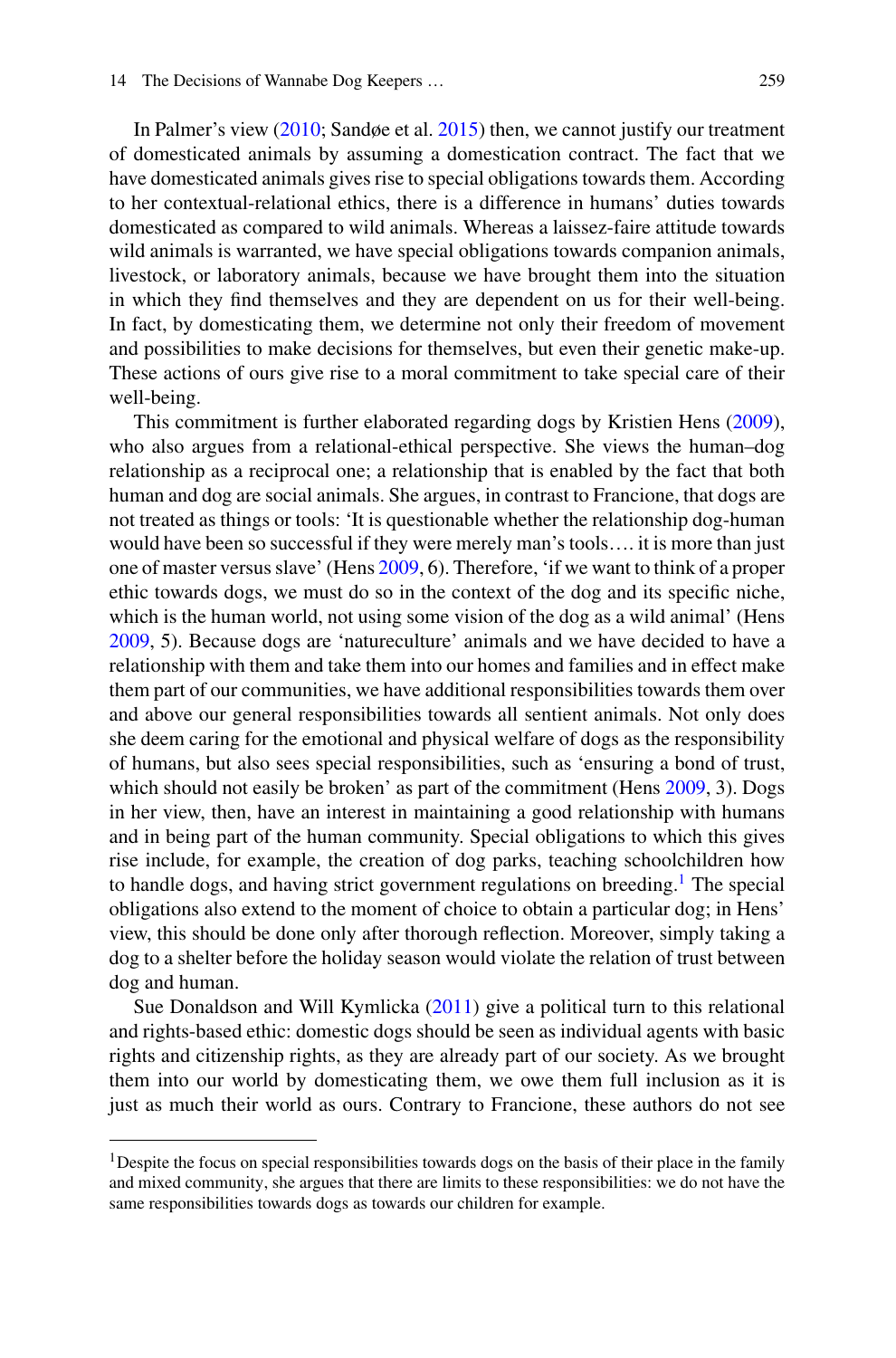In Palmer's view (2010; Sandøe et al. 2015) then, we cannot justify our treatment of domesticated animals by assuming a domestication contract. The fact that we have domesticated animals gives rise to special obligations towards them. According to her contextual-relational ethics, there is a difference in humans' duties towards domesticated as compared to wild animals. Whereas a laissez-faire attitude towards wild animals is warranted, we have special obligations towards companion animals, livestock, or laboratory animals, because we have brought them into the situation in which they find themselves and they are dependent on us for their well-being. In fact, by domesticating them, we determine not only their freedom of movement and possibilities to make decisions for themselves, but even their genetic make-up. These actions of ours give rise to a moral commitment to take special care of their well-being.

This commitment is further elaborated regarding dogs by Kristien Hens (2009), who also argues from a relational-ethical perspective. She views the human–dog relationship as a reciprocal one; a relationship that is enabled by the fact that both human and dog are social animals. She argues, in contrast to Francione, that dogs are not treated as things or tools: 'It is questionable whether the relationship dog-human would have been so successful if they were merely man's tools…. it is more than just one of master versus slave' (Hens 2009, 6). Therefore, 'if we want to think of a proper ethic towards dogs, we must do so in the context of the dog and its specific niche, which is the human world, not using some vision of the dog as a wild animal' (Hens 2009, 5). Because dogs are 'natureculture' animals and we have decided to have a relationship with them and take them into our homes and families and in effect make them part of our communities, we have additional responsibilities towards them over and above our general responsibilities towards all sentient animals. Not only does she deem caring for the emotional and physical welfare of dogs as the responsibility of humans, but also sees special responsibilities, such as 'ensuring a bond of trust, which should not easily be broken' as part of the commitment (Hens 2009, 3). Dogs in her view, then, have an interest in maintaining a good relationship with humans and in being part of the human community. Special obligations to which this gives rise include, for example, the creation of dog parks, teaching schoolchildren how to handle dogs, and having strict government regulations on breeding.[1] The special obligations also extend to the moment of choice to obtain a particular dog; in Hens' view, this should be done only after thorough reflection. Moreover, simply taking a dog to a shelter before the holiday season would violate the relation of trust between dog and human.

Sue Donaldson and Will Kymlicka (2011) give a political turn to this relational and rights-based ethic: domestic dogs should be seen as individual agents with basic rights and citizenship rights, as they are already part of our society. As we brought them into our world by domesticating them, we owe them full inclusion as it is just as much their world as ours. Contrary to Francione, these authors do not see

[1] Despite the focus on special responsibilities towards dogs on the basis of their place in the family and mixed community, she argues that there are limits to these responsibilities: we do not have the same responsibilities towards dogs as towards our children for example.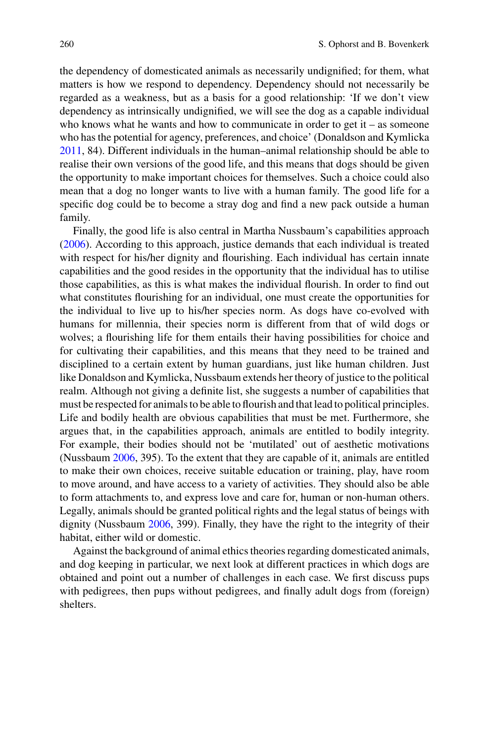the dependency of domesticated animals as necessarily undignified; for them, what matters is how we respond to dependency. Dependency should not necessarily be regarded as a weakness, but as a basis for a good relationship: 'If we don't view dependency as intrinsically undignified, we will see the dog as a capable individual who knows what he wants and how to communicate in order to get it – as someone who has the potential for agency, preferences, and choice' (Donaldson and Kymlicka 2011, 84). Different individuals in the human–animal relationship should be able to realise their own versions of the good life, and this means that dogs should be given the opportunity to make important choices for themselves. Such a choice could also mean that a dog no longer wants to live with a human family. The good life for a specific dog could be to become a stray dog and find a new pack outside a human family.

Finally, the good life is also central in Martha Nussbaum's capabilities approach (2006). According to this approach, justice demands that each individual is treated with respect for his/her dignity and flourishing. Each individual has certain innate capabilities and the good resides in the opportunity that the individual has to utilise those capabilities, as this is what makes the individual flourish. In order to find out what constitutes flourishing for an individual, one must create the opportunities for the individual to live up to his/her species norm. As dogs have co-evolved with humans for millennia, their species norm is different from that of wild dogs or wolves; a flourishing life for them entails their having possibilities for choice and for cultivating their capabilities, and this means that they need to be trained and disciplined to a certain extent by human guardians, just like human children. Just like Donaldson and Kymlicka, Nussbaum extends her theory of justice to the political realm. Although not giving a definite list, she suggests a number of capabilities that must be respected for animals to be able to flourish and that lead to political principles. Life and bodily health are obvious capabilities that must be met. Furthermore, she argues that, in the capabilities approach, animals are entitled to bodily integrity. For example, their bodies should not be 'mutilated' out of aesthetic motivations (Nussbaum 2006, 395). To the extent that they are capable of it, animals are entitled to make their own choices, receive suitable education or training, play, have room to move around, and have access to a variety of activities. They should also be able to form attachments to, and express love and care for, human or non-human others. Legally, animals should be granted political rights and the legal status of beings with dignity (Nussbaum 2006, 399). Finally, they have the right to the integrity of their habitat, either wild or domestic.

Against the background of animal ethics theories regarding domesticated animals, and dog keeping in particular, we next look at different practices in which dogs are obtained and point out a number of challenges in each case. We first discuss pups with pedigrees, then pups without pedigrees, and finally adult dogs from (foreign) shelters.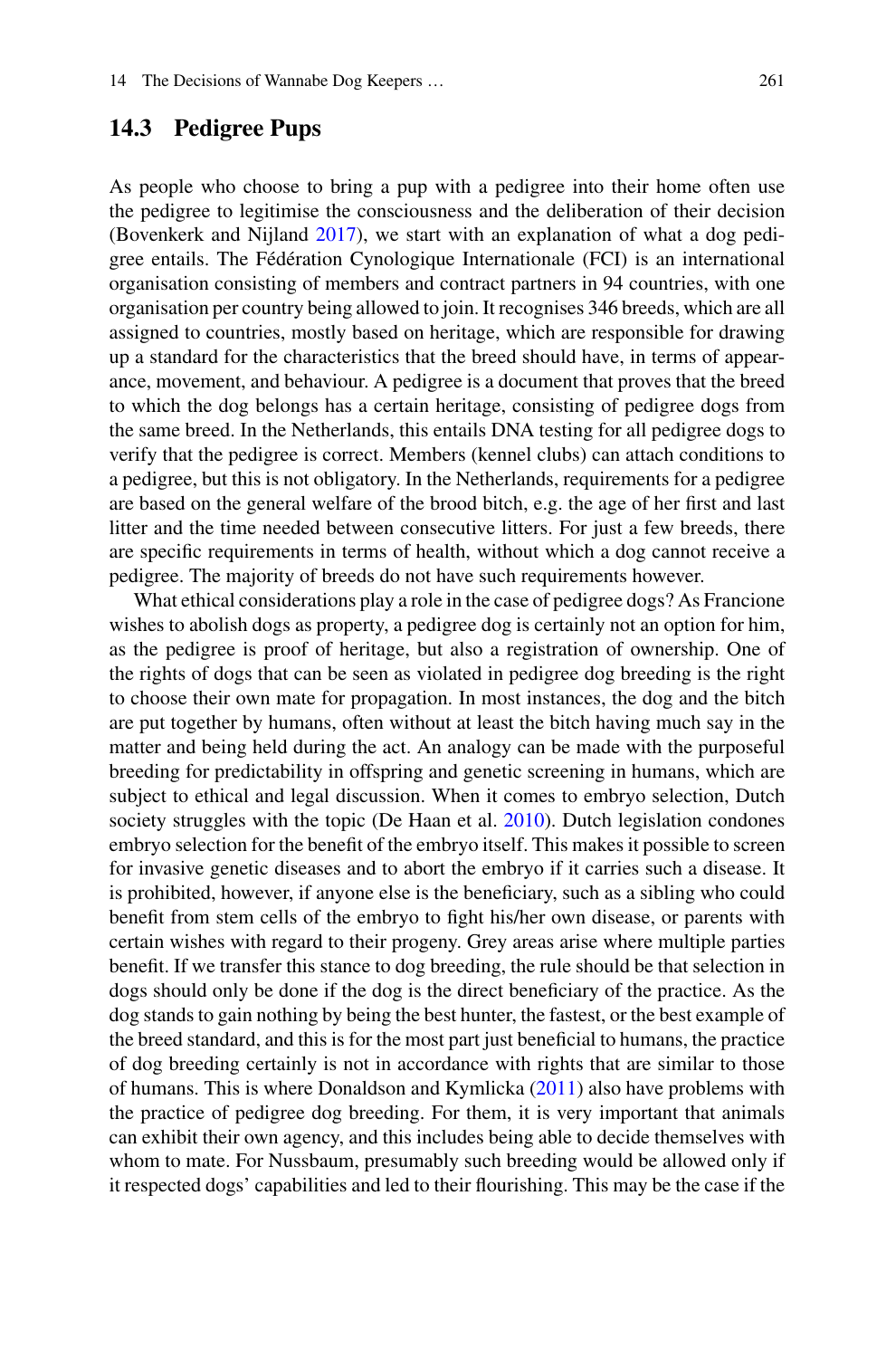## 14.3 Pedigree Pups

As people who choose to bring a pup with a pedigree into their home often use the pedigree to legitimise the consciousness and the deliberation of their decision (Bovenkerk and Nijland 2017), we start with an explanation of what a dog pedigree entails. The Fédération Cynologique Internationale (FCI) is an international organisation consisting of members and contract partners in 94 countries, with one organisation per country being allowed to join. It recognises 346 breeds, which are all assigned to countries, mostly based on heritage, which are responsible for drawing up a standard for the characteristics that the breed should have, in terms of appearance, movement, and behaviour. A pedigree is a document that proves that the breed to which the dog belongs has a certain heritage, consisting of pedigree dogs from the same breed. In the Netherlands, this entails DNA testing for all pedigree dogs to verify that the pedigree is correct. Members (kennel clubs) can attach conditions to a pedigree, but this is not obligatory. In the Netherlands, requirements for a pedigree are based on the general welfare of the brood bitch, e.g. the age of her first and last litter and the time needed between consecutive litters. For just a few breeds, there are specific requirements in terms of health, without which a dog cannot receive a pedigree. The majority of breeds do not have such requirements however.

What ethical considerations play a role in the case of pedigree dogs? As Francione wishes to abolish dogs as property, a pedigree dog is certainly not an option for him, as the pedigree is proof of heritage, but also a registration of ownership. One of the rights of dogs that can be seen as violated in pedigree dog breeding is the right to choose their own mate for propagation. In most instances, the dog and the bitch are put together by humans, often without at least the bitch having much say in the matter and being held during the act. An analogy can be made with the purposeful breeding for predictability in offspring and genetic screening in humans, which are subject to ethical and legal discussion. When it comes to embryo selection, Dutch society struggles with the topic (De Haan et al. 2010). Dutch legislation condones embryo selection for the benefit of the embryo itself. This makes it possible to screen for invasive genetic diseases and to abort the embryo if it carries such a disease. It is prohibited, however, if anyone else is the beneficiary, such as a sibling who could benefit from stem cells of the embryo to fight his/her own disease, or parents with certain wishes with regard to their progeny. Grey areas arise where multiple parties benefit. If we transfer this stance to dog breeding, the rule should be that selection in dogs should only be done if the dog is the direct beneficiary of the practice. As the dog stands to gain nothing by being the best hunter, the fastest, or the best example of the breed standard, and this is for the most part just beneficial to humans, the practice of dog breeding certainly is not in accordance with rights that are similar to those of humans. This is where Donaldson and Kymlicka (2011) also have problems with the practice of pedigree dog breeding. For them, it is very important that animals can exhibit their own agency, and this includes being able to decide themselves with whom to mate. For Nussbaum, presumably such breeding would be allowed only if it respected dogs' capabilities and led to their flourishing. This may be the case if the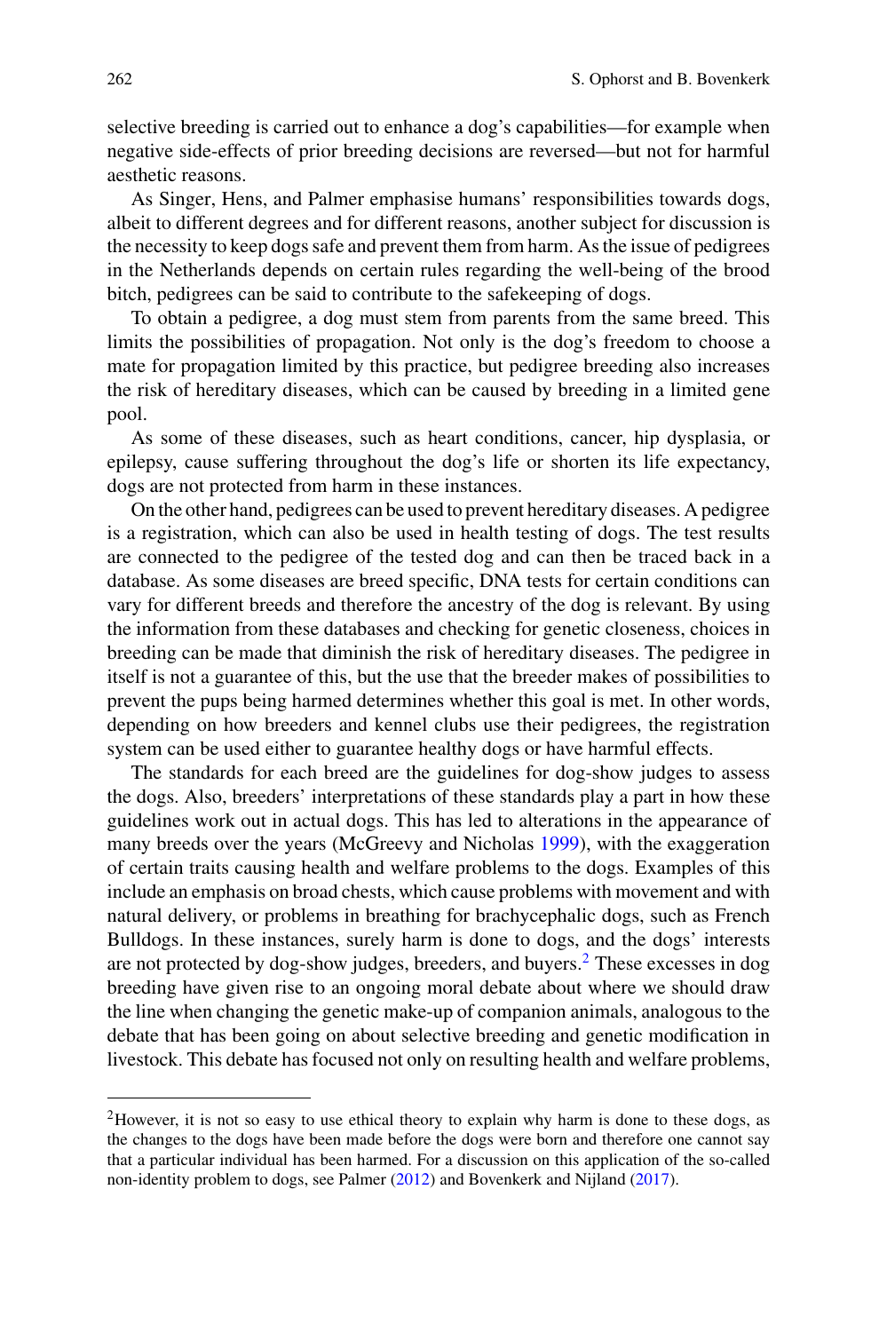selective breeding is carried out to enhance a dog's capabilities—for example when negative side-effects of prior breeding decisions are reversed—but not for harmful aesthetic reasons.

As Singer, Hens, and Palmer emphasise humans' responsibilities towards dogs, albeit to different degrees and for different reasons, another subject for discussion is the necessity to keep dogs safe and prevent them from harm. As the issue of pedigrees in the Netherlands depends on certain rules regarding the well-being of the brood bitch, pedigrees can be said to contribute to the safekeeping of dogs.

To obtain a pedigree, a dog must stem from parents from the same breed. This limits the possibilities of propagation. Not only is the dog's freedom to choose a mate for propagation limited by this practice, but pedigree breeding also increases the risk of hereditary diseases, which can be caused by breeding in a limited gene pool.

As some of these diseases, such as heart conditions, cancer, hip dysplasia, or epilepsy, cause suffering throughout the dog's life or shorten its life expectancy, dogs are not protected from harm in these instances.

On the other hand, pedigrees can be used to prevent hereditary diseases. A pedigree is a registration, which can also be used in health testing of dogs. The test results are connected to the pedigree of the tested dog and can then be traced back in a database. As some diseases are breed specific, DNA tests for certain conditions can vary for different breeds and therefore the ancestry of the dog is relevant. By using the information from these databases and checking for genetic closeness, choices in breeding can be made that diminish the risk of hereditary diseases. The pedigree in itself is not a guarantee of this, but the use that the breeder makes of possibilities to prevent the pups being harmed determines whether this goal is met. In other words, depending on how breeders and kennel clubs use their pedigrees, the registration system can be used either to guarantee healthy dogs or have harmful effects.

The standards for each breed are the guidelines for dog-show judges to assess the dogs. Also, breeders' interpretations of these standards play a part in how these guidelines work out in actual dogs. This has led to alterations in the appearance of many breeds over the years (McGreevy and Nicholas 1999), with the exaggeration of certain traits causing health and welfare problems to the dogs. Examples of this include an emphasis on broad chests, which cause problems with movement and with natural delivery, or problems in breathing for brachycephalic dogs, such as French Bulldogs. In these instances, surely harm is done to dogs, and the dogs' interests are not protected by dog-show judges, breeders, and buyers.[2] These excesses in dog breeding have given rise to an ongoing moral debate about where we should draw the line when changing the genetic make-up of companion animals, analogous to the debate that has been going on about selective breeding and genetic modification in livestock. This debate has focused not only on resulting health and welfare problems,

---

[2]However, it is not so easy to use ethical theory to explain why harm is done to these dogs, as the changes to the dogs have been made before the dogs were born and therefore one cannot say that a particular individual has been harmed. For a discussion on this application of the so-called non-identity problem to dogs, see Palmer (2012) and Bovenkerk and Nijland (2017).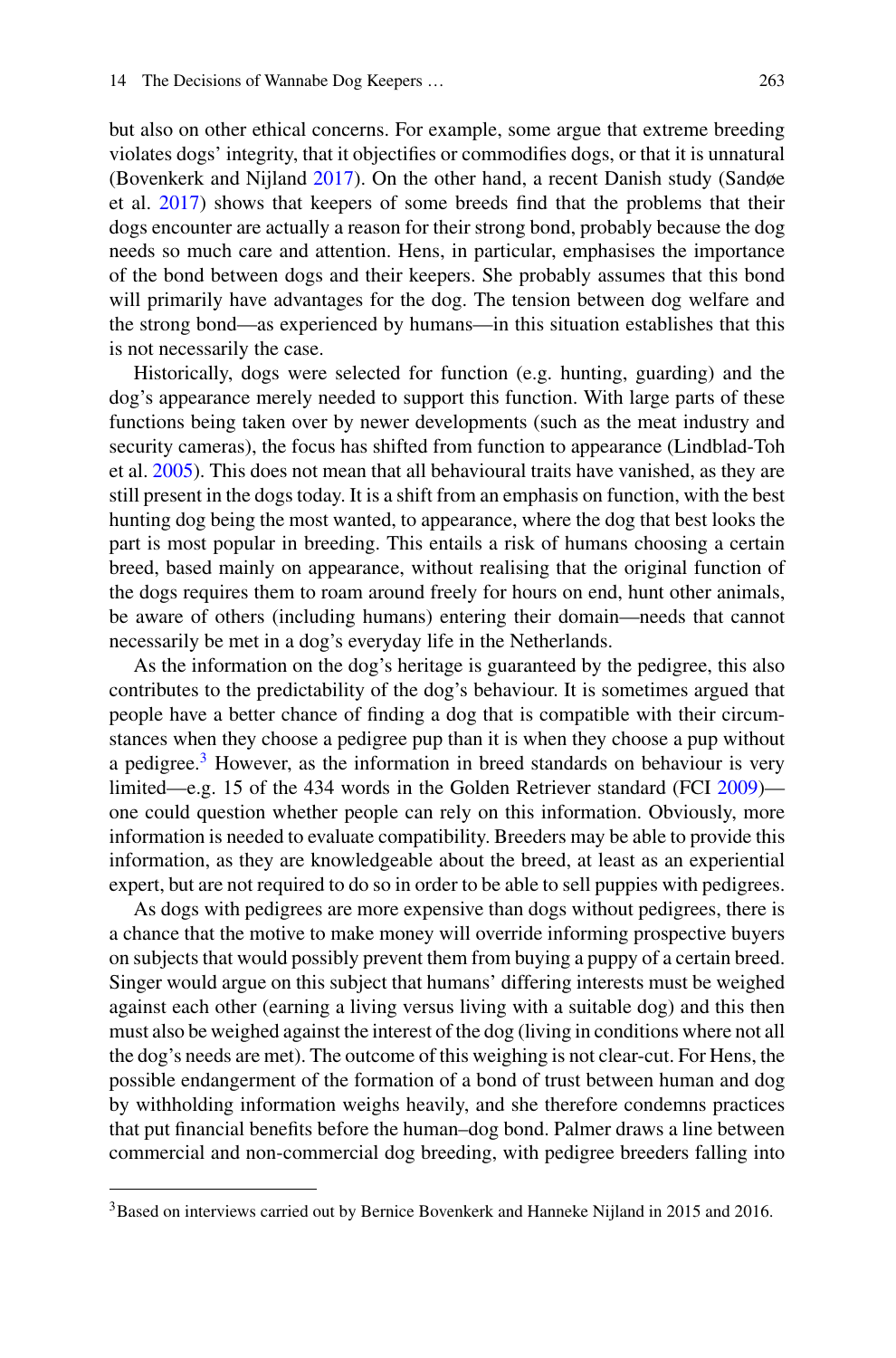but also on other ethical concerns. For example, some argue that extreme breeding violates dogs' integrity, that it objectifies or commodifies dogs, or that it is unnatural (Bovenkerk and Nijland 2017). On the other hand, a recent Danish study (Sandøe et al. 2017) shows that keepers of some breeds find that the problems that their dogs encounter are actually a reason for their strong bond, probably because the dog needs so much care and attention. Hens, in particular, emphasises the importance of the bond between dogs and their keepers. She probably assumes that this bond will primarily have advantages for the dog. The tension between dog welfare and the strong bond—as experienced by humans—in this situation establishes that this is not necessarily the case.

Historically, dogs were selected for function (e.g. hunting, guarding) and the dog's appearance merely needed to support this function. With large parts of these functions being taken over by newer developments (such as the meat industry and security cameras), the focus has shifted from function to appearance (Lindblad-Toh et al. 2005). This does not mean that all behavioural traits have vanished, as they are still present in the dogs today. It is a shift from an emphasis on function, with the best hunting dog being the most wanted, to appearance, where the dog that best looks the part is most popular in breeding. This entails a risk of humans choosing a certain breed, based mainly on appearance, without realising that the original function of the dogs requires them to roam around freely for hours on end, hunt other animals, be aware of others (including humans) entering their domain—needs that cannot necessarily be met in a dog's everyday life in the Netherlands.

As the information on the dog's heritage is guaranteed by the pedigree, this also contributes to the predictability of the dog's behaviour. It is sometimes argued that people have a better chance of finding a dog that is compatible with their circumstances when they choose a pedigree pup than it is when they choose a pup without a pedigree.[3] However, as the information in breed standards on behaviour is very limited—e.g. 15 of the 434 words in the Golden Retriever standard (FCI 2009)—one could question whether people can rely on this information. Obviously, more information is needed to evaluate compatibility. Breeders may be able to provide this information, as they are knowledgeable about the breed, at least as an experiential expert, but are not required to do so in order to be able to sell puppies with pedigrees.

As dogs with pedigrees are more expensive than dogs without pedigrees, there is a chance that the motive to make money will override informing prospective buyers on subjects that would possibly prevent them from buying a puppy of a certain breed. Singer would argue on this subject that humans' differing interests must be weighed against each other (earning a living versus living with a suitable dog) and this then must also be weighed against the interest of the dog (living in conditions where not all the dog's needs are met). The outcome of this weighing is not clear-cut. For Hens, the possible endangerment of the formation of a bond of trust between human and dog by withholding information weighs heavily, and she therefore condemns practices that put financial benefits before the human–dog bond. Palmer draws a line between commercial and non-commercial dog breeding, with pedigree breeders falling into

[3] Based on interviews carried out by Bernice Bovenkerk and Hanneke Nijland in 2015 and 2016.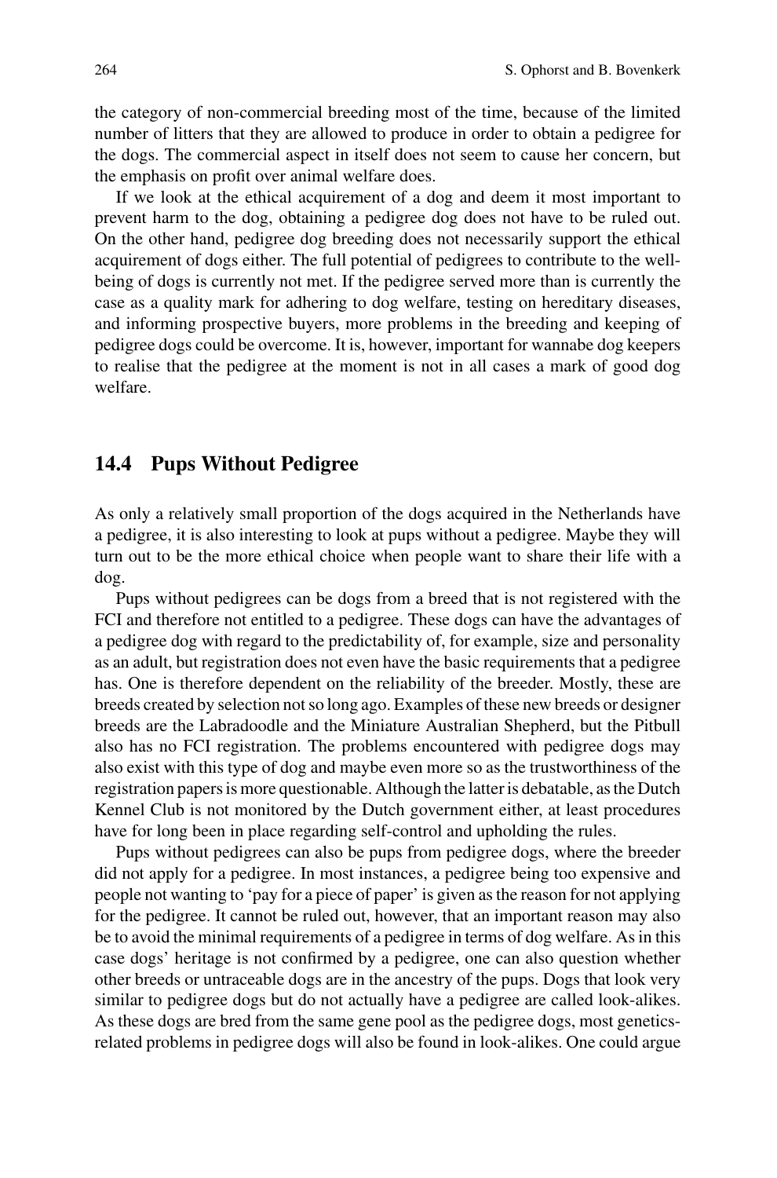the category of non-commercial breeding most of the time, because of the limited number of litters that they are allowed to produce in order to obtain a pedigree for the dogs. The commercial aspect in itself does not seem to cause her concern, but the emphasis on profit over animal welfare does.

If we look at the ethical acquirement of a dog and deem it most important to prevent harm to the dog, obtaining a pedigree dog does not have to be ruled out. On the other hand, pedigree dog breeding does not necessarily support the ethical acquirement of dogs either. The full potential of pedigrees to contribute to the well-being of dogs is currently not met. If the pedigree served more than is currently the case as a quality mark for adhering to dog welfare, testing on hereditary diseases, and informing prospective buyers, more problems in the breeding and keeping of pedigree dogs could be overcome. It is, however, important for wannabe dog keepers to realise that the pedigree at the moment is not in all cases a mark of good dog welfare.

## 14.4 Pups Without Pedigree

As only a relatively small proportion of the dogs acquired in the Netherlands have a pedigree, it is also interesting to look at pups without a pedigree. Maybe they will turn out to be the more ethical choice when people want to share their life with a dog.

Pups without pedigrees can be dogs from a breed that is not registered with the FCI and therefore not entitled to a pedigree. These dogs can have the advantages of a pedigree dog with regard to the predictability of, for example, size and personality as an adult, but registration does not even have the basic requirements that a pedigree has. One is therefore dependent on the reliability of the breeder. Mostly, these are breeds created by selection not so long ago. Examples of these new breeds or designer breeds are the Labradoodle and the Miniature Australian Shepherd, but the Pitbull also has no FCI registration. The problems encountered with pedigree dogs may also exist with this type of dog and maybe even more so as the trustworthiness of the registration papers is more questionable. Although the latter is debatable, as the Dutch Kennel Club is not monitored by the Dutch government either, at least procedures have for long been in place regarding self-control and upholding the rules.

Pups without pedigrees can also be pups from pedigree dogs, where the breeder did not apply for a pedigree. In most instances, a pedigree being too expensive and people not wanting to 'pay for a piece of paper' is given as the reason for not applying for the pedigree. It cannot be ruled out, however, that an important reason may also be to avoid the minimal requirements of a pedigree in terms of dog welfare. As in this case dogs' heritage is not confirmed by a pedigree, one can also question whether other breeds or untraceable dogs are in the ancestry of the pups. Dogs that look very similar to pedigree dogs but do not actually have a pedigree are called look-alikes. As these dogs are bred from the same gene pool as the pedigree dogs, most genetics-related problems in pedigree dogs will also be found in look-alikes. One could argue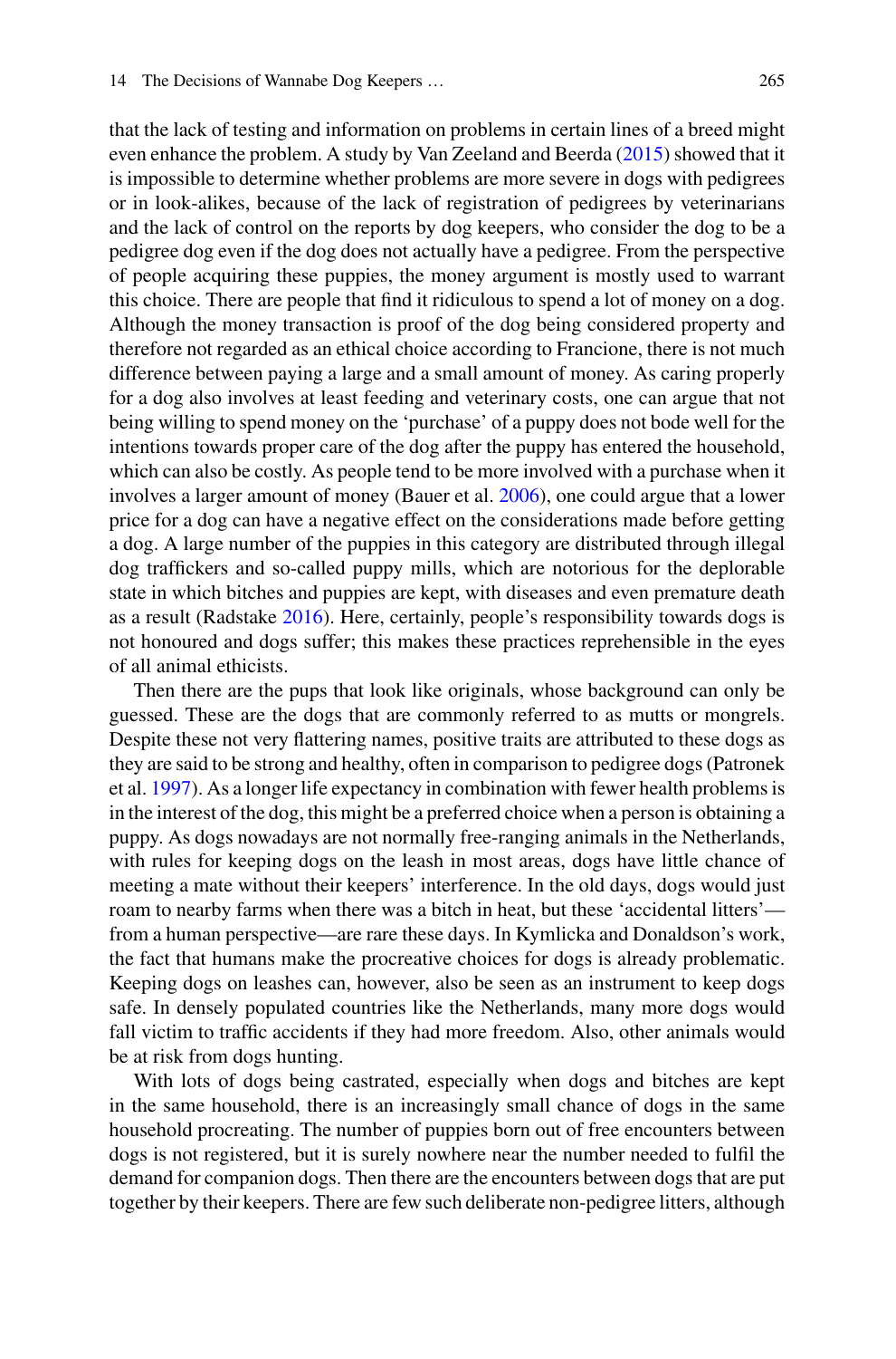that the lack of testing and information on problems in certain lines of a breed might even enhance the problem. A study by Van Zeeland and Beerda (2015) showed that it is impossible to determine whether problems are more severe in dogs with pedigrees or in look-alikes, because of the lack of registration of pedigrees by veterinarians and the lack of control on the reports by dog keepers, who consider the dog to be a pedigree dog even if the dog does not actually have a pedigree. From the perspective of people acquiring these puppies, the money argument is mostly used to warrant this choice. There are people that find it ridiculous to spend a lot of money on a dog. Although the money transaction is proof of the dog being considered property and therefore not regarded as an ethical choice according to Francione, there is not much difference between paying a large and a small amount of money. As caring properly for a dog also involves at least feeding and veterinary costs, one can argue that not being willing to spend money on the 'purchase' of a puppy does not bode well for the intentions towards proper care of the dog after the puppy has entered the household, which can also be costly. As people tend to be more involved with a purchase when it involves a larger amount of money (Bauer et al. 2006), one could argue that a lower price for a dog can have a negative effect on the considerations made before getting a dog. A large number of the puppies in this category are distributed through illegal dog traffickers and so-called puppy mills, which are notorious for the deplorable state in which bitches and puppies are kept, with diseases and even premature death as a result (Radstake 2016). Here, certainly, people's responsibility towards dogs is not honoured and dogs suffer; this makes these practices reprehensible in the eyes of all animal ethicists.

Then there are the pups that look like originals, whose background can only be guessed. These are the dogs that are commonly referred to as mutts or mongrels. Despite these not very flattering names, positive traits are attributed to these dogs as they are said to be strong and healthy, often in comparison to pedigree dogs (Patronek et al. 1997). As a longer life expectancy in combination with fewer health problems is in the interest of the dog, this might be a preferred choice when a person is obtaining a puppy. As dogs nowadays are not normally free-ranging animals in the Netherlands, with rules for keeping dogs on the leash in most areas, dogs have little chance of meeting a mate without their keepers' interference. In the old days, dogs would just roam to nearby farms when there was a bitch in heat, but these 'accidental litters'—from a human perspective—are rare these days. In Kymlicka and Donaldson's work, the fact that humans make the procreative choices for dogs is already problematic. Keeping dogs on leashes can, however, also be seen as an instrument to keep dogs safe. In densely populated countries like the Netherlands, many more dogs would fall victim to traffic accidents if they had more freedom. Also, other animals would be at risk from dogs hunting.

With lots of dogs being castrated, especially when dogs and bitches are kept in the same household, there is an increasingly small chance of dogs in the same household procreating. The number of puppies born out of free encounters between dogs is not registered, but it is surely nowhere near the number needed to fulfil the demand for companion dogs. Then there are the encounters between dogs that are put together by their keepers. There are few such deliberate non-pedigree litters, although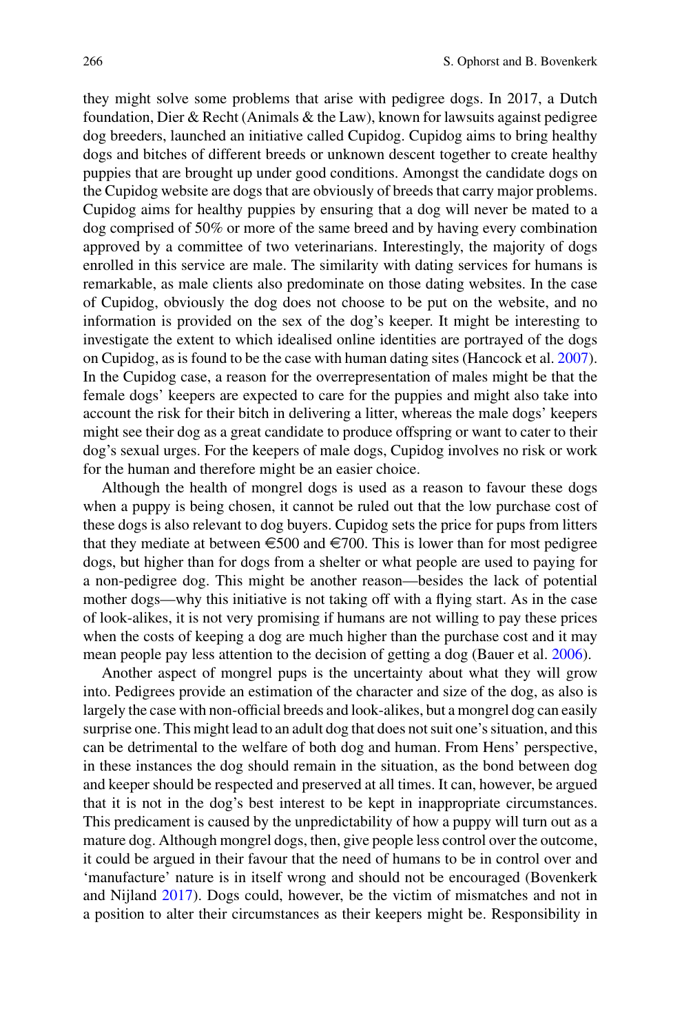they might solve some problems that arise with pedigree dogs. In 2017, a Dutch foundation, Dier & Recht (Animals & the Law), known for lawsuits against pedigree dog breeders, launched an initiative called Cupidog. Cupidog aims to bring healthy dogs and bitches of different breeds or unknown descent together to create healthy puppies that are brought up under good conditions. Amongst the candidate dogs on the Cupidog website are dogs that are obviously of breeds that carry major problems. Cupidog aims for healthy puppies by ensuring that a dog will never be mated to a dog comprised of 50% or more of the same breed and by having every combination approved by a committee of two veterinarians. Interestingly, the majority of dogs enrolled in this service are male. The similarity with dating services for humans is remarkable, as male clients also predominate on those dating websites. In the case of Cupidog, obviously the dog does not choose to be put on the website, and no information is provided on the sex of the dog's keeper. It might be interesting to investigate the extent to which idealised online identities are portrayed of the dogs on Cupidog, as is found to be the case with human dating sites (Hancock et al. 2007). In the Cupidog case, a reason for the overrepresentation of males might be that the female dogs' keepers are expected to care for the puppies and might also take into account the risk for their bitch in delivering a litter, whereas the male dogs' keepers might see their dog as a great candidate to produce offspring or want to cater to their dog's sexual urges. For the keepers of male dogs, Cupidog involves no risk or work for the human and therefore might be an easier choice.

Although the health of mongrel dogs is used as a reason to favour these dogs when a puppy is being chosen, it cannot be ruled out that the low purchase cost of these dogs is also relevant to dog buyers. Cupidog sets the price for pups from litters that they mediate at between €500 and €700. This is lower than for most pedigree dogs, but higher than for dogs from a shelter or what people are used to paying for a non-pedigree dog. This might be another reason—besides the lack of potential mother dogs—why this initiative is not taking off with a flying start. As in the case of look-alikes, it is not very promising if humans are not willing to pay these prices when the costs of keeping a dog are much higher than the purchase cost and it may mean people pay less attention to the decision of getting a dog (Bauer et al. 2006).

Another aspect of mongrel pups is the uncertainty about what they will grow into. Pedigrees provide an estimation of the character and size of the dog, as also is largely the case with non-official breeds and look-alikes, but a mongrel dog can easily surprise one. This might lead to an adult dog that does not suit one's situation, and this can be detrimental to the welfare of both dog and human. From Hens' perspective, in these instances the dog should remain in the situation, as the bond between dog and keeper should be respected and preserved at all times. It can, however, be argued that it is not in the dog's best interest to be kept in inappropriate circumstances. This predicament is caused by the unpredictability of how a puppy will turn out as a mature dog. Although mongrel dogs, then, give people less control over the outcome, it could be argued in their favour that the need of humans to be in control over and 'manufacture' nature is in itself wrong and should not be encouraged (Bovenkerk and Nijland 2017). Dogs could, however, be the victim of mismatches and not in a position to alter their circumstances as their keepers might be. Responsibility in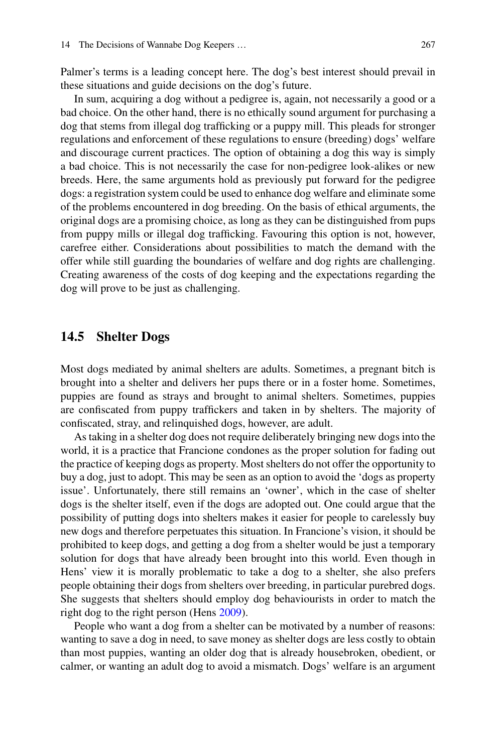Palmer's terms is a leading concept here. The dog's best interest should prevail in these situations and guide decisions on the dog's future.

In sum, acquiring a dog without a pedigree is, again, not necessarily a good or a bad choice. On the other hand, there is no ethically sound argument for purchasing a dog that stems from illegal dog trafficking or a puppy mill. This pleads for stronger regulations and enforcement of these regulations to ensure (breeding) dogs' welfare and discourage current practices. The option of obtaining a dog this way is simply a bad choice. This is not necessarily the case for non-pedigree look-alikes or new breeds. Here, the same arguments hold as previously put forward for the pedigree dogs: a registration system could be used to enhance dog welfare and eliminate some of the problems encountered in dog breeding. On the basis of ethical arguments, the original dogs are a promising choice, as long as they can be distinguished from pups from puppy mills or illegal dog trafficking. Favouring this option is not, however, carefree either. Considerations about possibilities to match the demand with the offer while still guarding the boundaries of welfare and dog rights are challenging. Creating awareness of the costs of dog keeping and the expectations regarding the dog will prove to be just as challenging.

## 14.5 Shelter Dogs

Most dogs mediated by animal shelters are adults. Sometimes, a pregnant bitch is brought into a shelter and delivers her pups there or in a foster home. Sometimes, puppies are found as strays and brought to animal shelters. Sometimes, puppies are confiscated from puppy traffickers and taken in by shelters. The majority of confiscated, stray, and relinquished dogs, however, are adult.

As taking in a shelter dog does not require deliberately bringing new dogs into the world, it is a practice that Francione condones as the proper solution for fading out the practice of keeping dogs as property. Most shelters do not offer the opportunity to buy a dog, just to adopt. This may be seen as an option to avoid the 'dogs as property issue'. Unfortunately, there still remains an 'owner', which in the case of shelter dogs is the shelter itself, even if the dogs are adopted out. One could argue that the possibility of putting dogs into shelters makes it easier for people to carelessly buy new dogs and therefore perpetuates this situation. In Francione's vision, it should be prohibited to keep dogs, and getting a dog from a shelter would be just a temporary solution for dogs that have already been brought into this world. Even though in Hens' view it is morally problematic to take a dog to a shelter, she also prefers people obtaining their dogs from shelters over breeding, in particular purebred dogs. She suggests that shelters should employ dog behaviourists in order to match the right dog to the right person (Hens 2009).

People who want a dog from a shelter can be motivated by a number of reasons: wanting to save a dog in need, to save money as shelter dogs are less costly to obtain than most puppies, wanting an older dog that is already housebroken, obedient, or calmer, or wanting an adult dog to avoid a mismatch. Dogs' welfare is an argument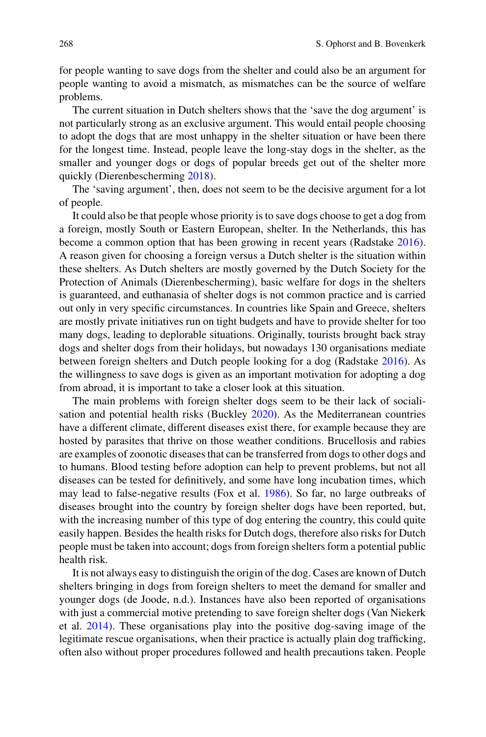for people wanting to save dogs from the shelter and could also be an argument for people wanting to avoid a mismatch, as mismatches can be the source of welfare problems.

The current situation in Dutch shelters shows that the 'save the dog argument' is not particularly strong as an exclusive argument. This would entail people choosing to adopt the dogs that are most unhappy in the shelter situation or have been there for the longest time. Instead, people leave the long-stay dogs in the shelter, as the smaller and younger dogs or dogs of popular breeds get out of the shelter more quickly (Dierenbescherming 2018).

The 'saving argument', then, does not seem to be the decisive argument for a lot of people.

It could also be that people whose priority is to save dogs choose to get a dog from a foreign, mostly South or Eastern European, shelter. In the Netherlands, this has become a common option that has been growing in recent years (Radstake 2016). A reason given for choosing a foreign versus a Dutch shelter is the situation within these shelters. As Dutch shelters are mostly governed by the Dutch Society for the Protection of Animals (Dierenbescherming), basic welfare for dogs in the shelters is guaranteed, and euthanasia of shelter dogs is not common practice and is carried out only in very specific circumstances. In countries like Spain and Greece, shelters are mostly private initiatives run on tight budgets and have to provide shelter for too many dogs, leading to deplorable situations. Originally, tourists brought back stray dogs and shelter dogs from their holidays, but nowadays 130 organisations mediate between foreign shelters and Dutch people looking for a dog (Radstake 2016). As the willingness to save dogs is given as an important motivation for adopting a dog from abroad, it is important to take a closer look at this situation.

The main problems with foreign shelter dogs seem to be their lack of socialisation and potential health risks (Buckley 2020). As the Mediterranean countries have a different climate, different diseases exist there, for example because they are hosted by parasites that thrive on those weather conditions. Brucellosis and rabies are examples of zoonotic diseases that can be transferred from dogs to other dogs and to humans. Blood testing before adoption can help to prevent problems, but not all diseases can be tested for definitively, and some have long incubation times, which may lead to false-negative results (Fox et al. 1986). So far, no large outbreaks of diseases brought into the country by foreign shelter dogs have been reported, but, with the increasing number of this type of dog entering the country, this could quite easily happen. Besides the health risks for Dutch dogs, therefore also risks for Dutch people must be taken into account; dogs from foreign shelters form a potential public health risk.

It is not always easy to distinguish the origin of the dog. Cases are known of Dutch shelters bringing in dogs from foreign shelters to meet the demand for smaller and younger dogs (de Joode, n.d.). Instances have also been reported of organisations with just a commercial motive pretending to save foreign shelter dogs (Van Niekerk et al. 2014). These organisations play into the positive dog-saving image of the legitimate rescue organisations, when their practice is actually plain dog trafficking, often also without proper procedures followed and health precautions taken. People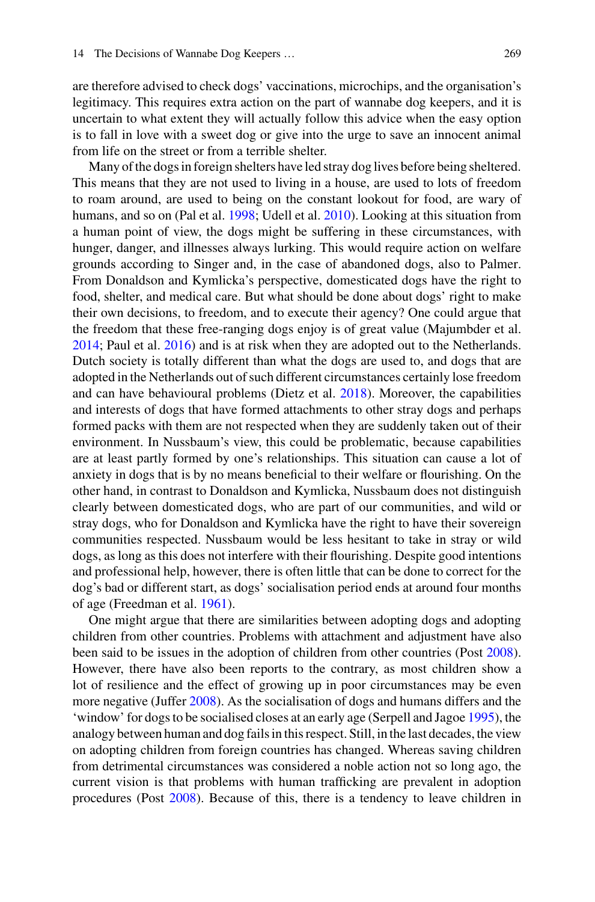are therefore advised to check dogs' vaccinations, microchips, and the organisation's legitimacy. This requires extra action on the part of wannabe dog keepers, and it is uncertain to what extent they will actually follow this advice when the easy option is to fall in love with a sweet dog or give into the urge to save an innocent animal from life on the street or from a terrible shelter.

Many of the dogs in foreign shelters have led stray dog lives before being sheltered. This means that they are not used to living in a house, are used to lots of freedom to roam around, are used to being on the constant lookout for food, are wary of humans, and so on (Pal et al. 1998; Udell et al. 2010). Looking at this situation from a human point of view, the dogs might be suffering in these circumstances, with hunger, danger, and illnesses always lurking. This would require action on welfare grounds according to Singer and, in the case of abandoned dogs, also to Palmer. From Donaldson and Kymlicka's perspective, domesticated dogs have the right to food, shelter, and medical care. But what should be done about dogs' right to make their own decisions, to freedom, and to execute their agency? One could argue that the freedom that these free-ranging dogs enjoy is of great value (Majumbder et al. 2014; Paul et al. 2016) and is at risk when they are adopted out to the Netherlands. Dutch society is totally different than what the dogs are used to, and dogs that are adopted in the Netherlands out of such different circumstances certainly lose freedom and can have behavioural problems (Dietz et al. 2018). Moreover, the capabilities and interests of dogs that have formed attachments to other stray dogs and perhaps formed packs with them are not respected when they are suddenly taken out of their environment. In Nussbaum's view, this could be problematic, because capabilities are at least partly formed by one's relationships. This situation can cause a lot of anxiety in dogs that is by no means beneficial to their welfare or flourishing. On the other hand, in contrast to Donaldson and Kymlicka, Nussbaum does not distinguish clearly between domesticated dogs, who are part of our communities, and wild or stray dogs, who for Donaldson and Kymlicka have the right to have their sovereign communities respected. Nussbaum would be less hesitant to take in stray or wild dogs, as long as this does not interfere with their flourishing. Despite good intentions and professional help, however, there is often little that can be done to correct for the dog's bad or different start, as dogs' socialisation period ends at around four months of age (Freedman et al. 1961).

One might argue that there are similarities between adopting dogs and adopting children from other countries. Problems with attachment and adjustment have also been said to be issues in the adoption of children from other countries (Post 2008). However, there have also been reports to the contrary, as most children show a lot of resilience and the effect of growing up in poor circumstances may be even more negative (Juffer 2008). As the socialisation of dogs and humans differs and the 'window' for dogs to be socialised closes at an early age (Serpell and Jagoe 1995), the analogy between human and dog fails in this respect. Still, in the last decades, the view on adopting children from foreign countries has changed. Whereas saving children from detrimental circumstances was considered a noble action not so long ago, the current vision is that problems with human trafficking are prevalent in adoption procedures (Post 2008). Because of this, there is a tendency to leave children in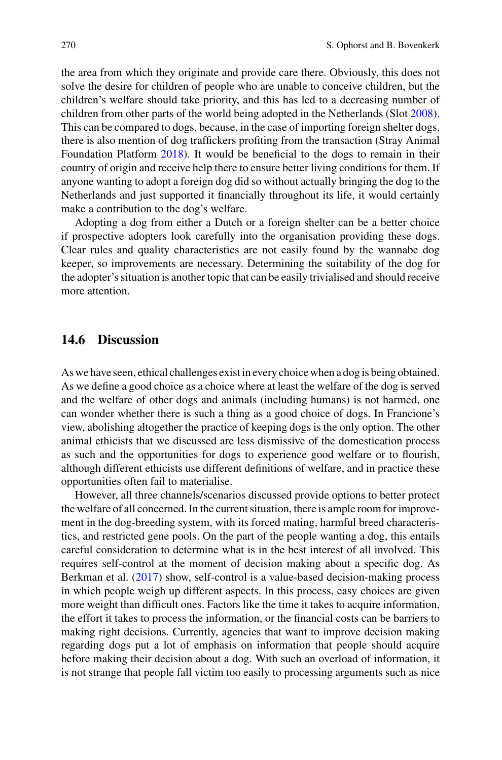the area from which they originate and provide care there. Obviously, this does not solve the desire for children of people who are unable to conceive children, but the children's welfare should take priority, and this has led to a decreasing number of children from other parts of the world being adopted in the Netherlands (Slot 2008). This can be compared to dogs, because, in the case of importing foreign shelter dogs, there is also mention of dog traffickers profiting from the transaction (Stray Animal Foundation Platform 2018). It would be beneficial to the dogs to remain in their country of origin and receive help there to ensure better living conditions for them. If anyone wanting to adopt a foreign dog did so without actually bringing the dog to the Netherlands and just supported it financially throughout its life, it would certainly make a contribution to the dog's welfare.

Adopting a dog from either a Dutch or a foreign shelter can be a better choice if prospective adopters look carefully into the organisation providing these dogs. Clear rules and quality characteristics are not easily found by the wannabe dog keeper, so improvements are necessary. Determining the suitability of the dog for the adopter's situation is another topic that can be easily trivialised and should receive more attention.

## 14.6 Discussion

As we have seen, ethical challenges exist in every choice when a dog is being obtained. As we define a good choice as a choice where at least the welfare of the dog is served and the welfare of other dogs and animals (including humans) is not harmed, one can wonder whether there is such a thing as a good choice of dogs. In Francione's view, abolishing altogether the practice of keeping dogs is the only option. The other animal ethicists that we discussed are less dismissive of the domestication process as such and the opportunities for dogs to experience good welfare or to flourish, although different ethicists use different definitions of welfare, and in practice these opportunities often fail to materialise.

However, all three channels/scenarios discussed provide options to better protect the welfare of all concerned. In the current situation, there is ample room for improvement in the dog-breeding system, with its forced mating, harmful breed characteristics, and restricted gene pools. On the part of the people wanting a dog, this entails careful consideration to determine what is in the best interest of all involved. This requires self-control at the moment of decision making about a specific dog. As Berkman et al. (2017) show, self-control is a value-based decision-making process in which people weigh up different aspects. In this process, easy choices are given more weight than difficult ones. Factors like the time it takes to acquire information, the effort it takes to process the information, or the financial costs can be barriers to making right decisions. Currently, agencies that want to improve decision making regarding dogs put a lot of emphasis on information that people should acquire before making their decision about a dog. With such an overload of information, it is not strange that people fall victim too easily to processing arguments such as nice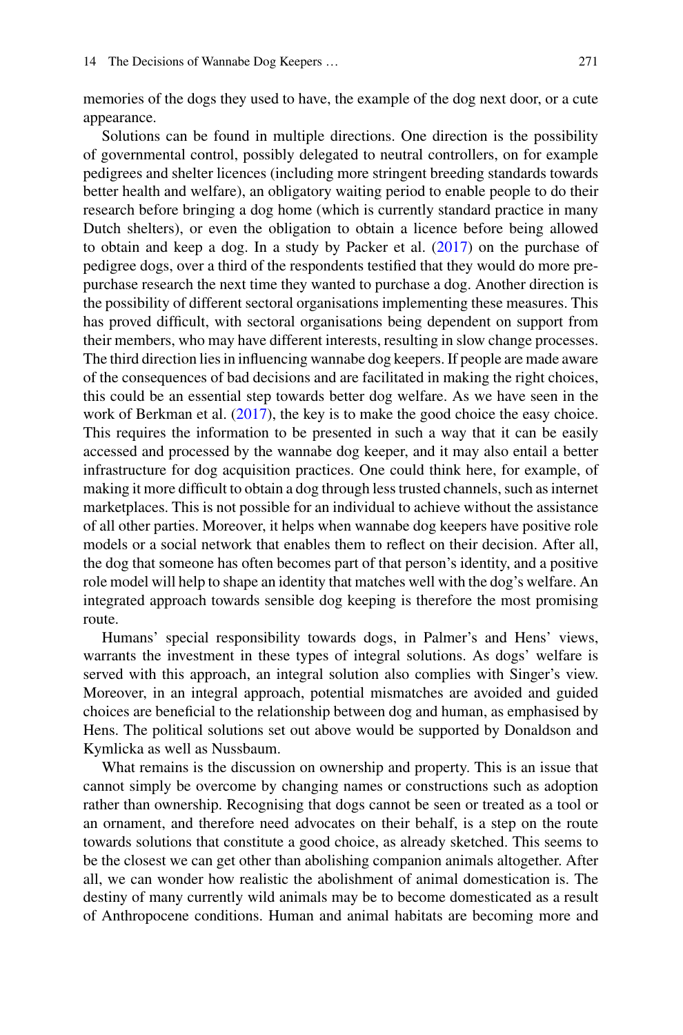memories of the dogs they used to have, the example of the dog next door, or a cute appearance.

Solutions can be found in multiple directions. One direction is the possibility of governmental control, possibly delegated to neutral controllers, on for example pedigrees and shelter licences (including more stringent breeding standards towards better health and welfare), an obligatory waiting period to enable people to do their research before bringing a dog home (which is currently standard practice in many Dutch shelters), or even the obligation to obtain a licence before being allowed to obtain and keep a dog. In a study by Packer et al. (2017) on the purchase of pedigree dogs, over a third of the respondents testified that they would do more pre-purchase research the next time they wanted to purchase a dog. Another direction is the possibility of different sectoral organisations implementing these measures. This has proved difficult, with sectoral organisations being dependent on support from their members, who may have different interests, resulting in slow change processes. The third direction lies in influencing wannabe dog keepers. If people are made aware of the consequences of bad decisions and are facilitated in making the right choices, this could be an essential step towards better dog welfare. As we have seen in the work of Berkman et al. (2017), the key is to make the good choice the easy choice. This requires the information to be presented in such a way that it can be easily accessed and processed by the wannabe dog keeper, and it may also entail a better infrastructure for dog acquisition practices. One could think here, for example, of making it more difficult to obtain a dog through less trusted channels, such as internet marketplaces. This is not possible for an individual to achieve without the assistance of all other parties. Moreover, it helps when wannabe dog keepers have positive role models or a social network that enables them to reflect on their decision. After all, the dog that someone has often becomes part of that person's identity, and a positive role model will help to shape an identity that matches well with the dog's welfare. An integrated approach towards sensible dog keeping is therefore the most promising route.

Humans' special responsibility towards dogs, in Palmer's and Hens' views, warrants the investment in these types of integral solutions. As dogs' welfare is served with this approach, an integral solution also complies with Singer's view. Moreover, in an integral approach, potential mismatches are avoided and guided choices are beneficial to the relationship between dog and human, as emphasised by Hens. The political solutions set out above would be supported by Donaldson and Kymlicka as well as Nussbaum.

What remains is the discussion on ownership and property. This is an issue that cannot simply be overcome by changing names or constructions such as adoption rather than ownership. Recognising that dogs cannot be seen or treated as a tool or an ornament, and therefore need advocates on their behalf, is a step on the route towards solutions that constitute a good choice, as already sketched. This seems to be the closest we can get other than abolishing companion animals altogether. After all, we can wonder how realistic the abolishment of animal domestication is. The destiny of many currently wild animals may be to become domesticated as a result of Anthropocene conditions. Human and animal habitats are becoming more and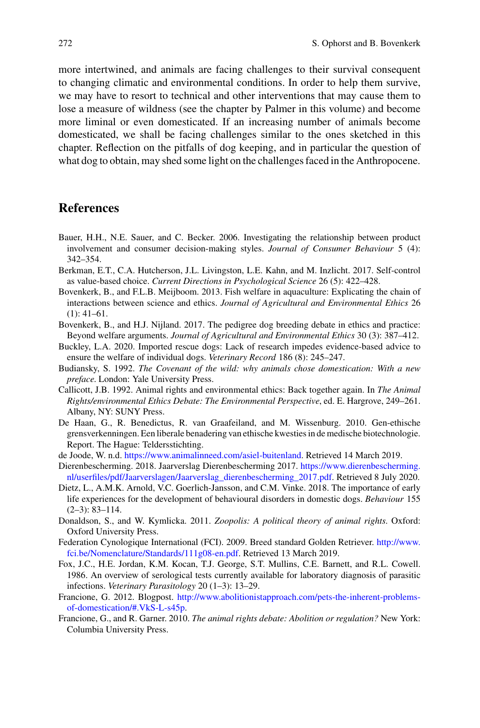more intertwined, and animals are facing challenges to their survival consequent to changing climatic and environmental conditions. In order to help them survive, we may have to resort to technical and other interventions that may cause them to lose a measure of wildness (see the chapter by Palmer in this volume) and become more liminal or even domesticated. If an increasing number of animals become domesticated, we shall be facing challenges similar to the ones sketched in this chapter. Reflection on the pitfalls of dog keeping, and in particular the question of what dog to obtain, may shed some light on the challenges faced in the Anthropocene.

## References

Bauer, H.H., N.E. Sauer, and C. Becker. 2006. Investigating the relationship between product involvement and consumer decision-making styles. *Journal of Consumer Behaviour* 5 (4): 342–354.

Berkman, E.T., C.A. Hutcherson, J.L. Livingston, L.E. Kahn, and M. Inzlicht. 2017. Self-control as value-based choice. *Current Directions in Psychological Science* 26 (5): 422–428.

Bovenkerk, B., and F.L.B. Meijboom. 2013. Fish welfare in aquaculture: Explicating the chain of interactions between science and ethics. *Journal of Agricultural and Environmental Ethics* 26 (1): 41–61.

Bovenkerk, B., and H.J. Nijland. 2017. The pedigree dog breeding debate in ethics and practice: Beyond welfare arguments. *Journal of Agricultural and Environmental Ethics* 30 (3): 387–412.

Buckley, L.A. 2020. Imported rescue dogs: Lack of research impedes evidence-based advice to ensure the welfare of individual dogs. *Veterinary Record* 186 (8): 245–247.

Budiansky, S. 1992. *The Covenant of the wild: why animals chose domestication: With a new preface.* London: Yale University Press.

Callicott, J.B. 1992. Animal rights and environmental ethics: Back together again. In *The Animal Rights/environmental Ethics Debate: The Environmental Perspective*, ed. E. Hargrove, 249–261. Albany, NY: SUNY Press.

De Haan, G., R. Benedictus, R. van Graafeiland, and M. Wissenburg. 2010. Gen-ethische grensverkenningen. Een liberale benadering van ethische kwesties in de medische biotechnologie. Report. The Hague: Teldersstichting.

de Joode, W. n.d. https://www.animalinneed.com/asiel-buitenland. Retrieved 14 March 2019.

Dierenbescherming. 2018. Jaarverslag Dierenbescherming 2017. https://www.dierenbescherming.nl/userfiles/pdf/Jaarverslagen/Jaarverslag_dierenbescherming_2017.pdf. Retrieved 8 July 2020.

Dietz, L., A.M.K. Arnold, V.C. Goerlich-Jansson, and C.M. Vinke. 2018. The importance of early life experiences for the development of behavioural disorders in domestic dogs. *Behaviour* 155 (2–3): 83–114.

Donaldson, S., and W. Kymlicka. 2011. *Zoopolis: A political theory of animal rights.* Oxford: Oxford University Press.

Federation Cynologique International (FCI). 2009. Breed standard Golden Retriever. http://www.fci.be/Nomenclature/Standards/111g08-en.pdf. Retrieved 13 March 2019.

Fox, J.C., H.E. Jordan, K.M. Kocan, T.J. George, S.T. Mullins, C.E. Barnett, and R.L. Cowell. 1986. An overview of serological tests currently available for laboratory diagnosis of parasitic infections. *Veterinary Parasitology* 20 (1–3): 13–29.

Francione, G. 2012. Blogpost. http://www.abolitionistapproach.com/pets-the-inherent-problems-of-domestication/#.VkS-L-s45p.

Francione, G., and R. Garner. 2010. *The animal rights debate: Abolition or regulation?* New York: Columbia University Press.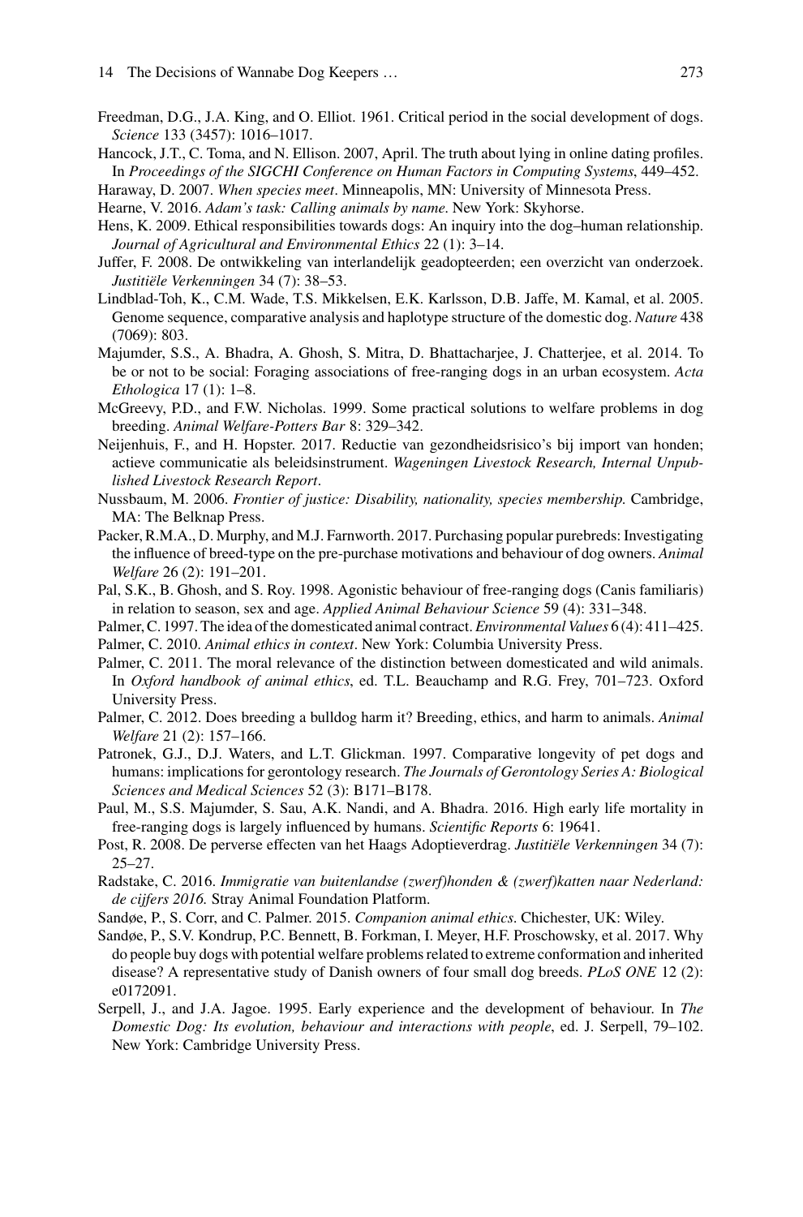Freedman, D.G., J.A. King, and O. Elliot. 1961. Critical period in the social development of dogs. *Science* 133 (3457): 1016–1017.

Hancock, J.T., C. Toma, and N. Ellison. 2007, April. The truth about lying in online dating profiles. In *Proceedings of the SIGCHI Conference on Human Factors in Computing Systems*, 449–452.

Haraway, D. 2007. *When species meet*. Minneapolis, MN: University of Minnesota Press.

Hearne, V. 2016. *Adam's task: Calling animals by name*. New York: Skyhorse.

Hens, K. 2009. Ethical responsibilities towards dogs: An inquiry into the dog–human relationship. *Journal of Agricultural and Environmental Ethics* 22 (1): 3–14.

Juffer, F. 2008. De ontwikkeling van interlandelijk geadopteerden; een overzicht van onderzoek. *Justitiële Verkenningen* 34 (7): 38–53.

Lindblad-Toh, K., C.M. Wade, T.S. Mikkelsen, E.K. Karlsson, D.B. Jaffe, M. Kamal, et al. 2005. Genome sequence, comparative analysis and haplotype structure of the domestic dog. *Nature* 438 (7069): 803.

Majumder, S.S., A. Bhadra, A. Ghosh, S. Mitra, D. Bhattacharjee, J. Chatterjee, et al. 2014. To be or not to be social: Foraging associations of free-ranging dogs in an urban ecosystem. *Acta Ethologica* 17 (1): 1–8.

McGreevy, P.D., and F.W. Nicholas. 1999. Some practical solutions to welfare problems in dog breeding. *Animal Welfare-Potters Bar* 8: 329–342.

Neijenhuis, F., and H. Hopster. 2017. Reductie van gezondheidsrisico's bij import van honden; actieve communicatie als beleidsinstrument. *Wageningen Livestock Research, Internal Unpublished Livestock Research Report*.

Nussbaum, M. 2006. *Frontier of justice: Disability, nationality, species membership*. Cambridge, MA: The Belknap Press.

Packer, R.M.A., D. Murphy, and M.J. Farnworth. 2017. Purchasing popular purebreds: Investigating the influence of breed-type on the pre-purchase motivations and behaviour of dog owners. *Animal Welfare* 26 (2): 191–201.

Pal, S.K., B. Ghosh, and S. Roy. 1998. Agonistic behaviour of free-ranging dogs (Canis familiaris) in relation to season, sex and age. *Applied Animal Behaviour Science* 59 (4): 331–348.

Palmer, C. 1997. The idea of the domesticated animal contract. *Environmental Values* 6 (4): 411–425.

Palmer, C. 2010. *Animal ethics in context*. New York: Columbia University Press.

Palmer, C. 2011. The moral relevance of the distinction between domesticated and wild animals. In *Oxford handbook of animal ethics*, ed. T.L. Beauchamp and R.G. Frey, 701–723. Oxford University Press.

Palmer, C. 2012. Does breeding a bulldog harm it? Breeding, ethics, and harm to animals. *Animal Welfare* 21 (2): 157–166.

Patronek, G.J., D.J. Waters, and L.T. Glickman. 1997. Comparative longevity of pet dogs and humans: implications for gerontology research. *The Journals of Gerontology Series A: Biological Sciences and Medical Sciences* 52 (3): B171–B178.

Paul, M., S.S. Majumder, S. Sau, A.K. Nandi, and A. Bhadra. 2016. High early life mortality in free-ranging dogs is largely influenced by humans. *Scientific Reports* 6: 19641.

Post, R. 2008. De perverse effecten van het Haags Adoptieverdrag. *Justitiële Verkenningen* 34 (7): 25–27.

Radstake, C. 2016. *Immigratie van buitenlandse (zwerf)honden & (zwerf)katten naar Nederland: de cijfers 2016.* Stray Animal Foundation Platform.

Sandøe, P., S. Corr, and C. Palmer. 2015. *Companion animal ethics*. Chichester, UK: Wiley.

Sandøe, P., S.V. Kondrup, P.C. Bennett, B. Forkman, I. Meyer, H.F. Proschowsky, et al. 2017. Why do people buy dogs with potential welfare problems related to extreme conformation and inherited disease? A representative study of Danish owners of four small dog breeds. *PLoS ONE* 12 (2): e0172091.

Serpell, J., and J.A. Jagoe. 1995. Early experience and the development of behaviour. In *The Domestic Dog: Its evolution, behaviour and interactions with people*, ed. J. Serpell, 79–102. New York: Cambridge University Press.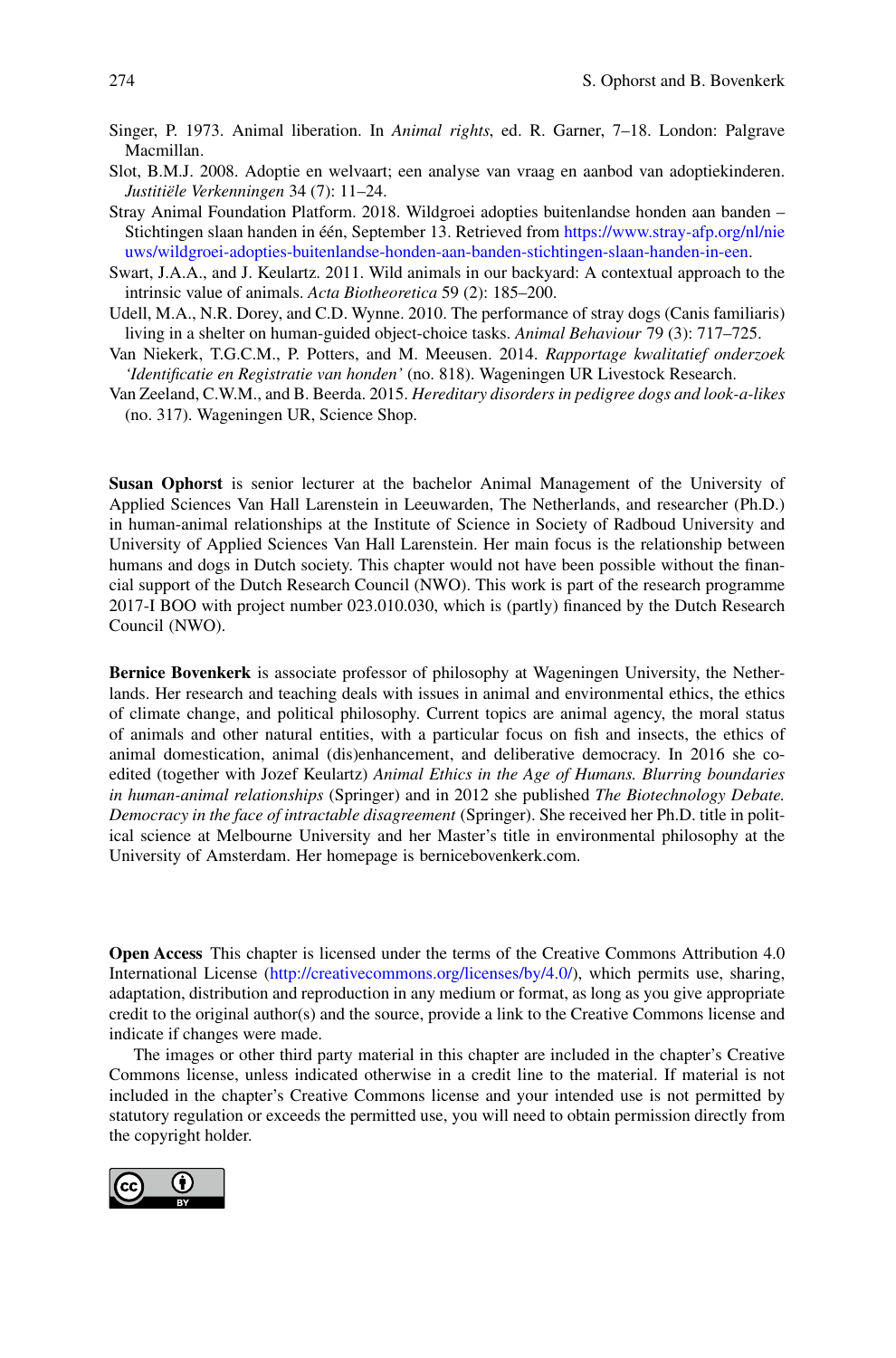Singer, P. 1973. Animal liberation. In *Animal rights*, ed. R. Garner, 7–18. London: Palgrave Macmillan.

Slot, B.M.J. 2008. Adoptie en welvaart; een analyse van vraag en aanbod van adoptiekinderen. *Justitiële Verkenningen* 34 (7): 11–24.

Stray Animal Foundation Platform. 2018. Wildgroei adopties buitenlandse honden aan banden – Stichtingen slaan handen in één, September 13. Retrieved from https://www.stray-afp.org/nl/nieuws/wildgroei-adopties-buitenlandse-honden-aan-banden-stichtingen-slaan-handen-in-een.

Swart, J.A.A., and J. Keulartz. 2011. Wild animals in our backyard: A contextual approach to the intrinsic value of animals. *Acta Biotheoretica* 59 (2): 185–200.

Udell, M.A., N.R. Dorey, and C.D. Wynne. 2010. The performance of stray dogs (Canis familiaris) living in a shelter on human-guided object-choice tasks. *Animal Behaviour* 79 (3): 717–725.

Van Niekerk, T.G.C.M., P. Potters, and M. Meeusen. 2014. *Rapportage kwalitatief onderzoek 'Identificatie en Registratie van honden'* (no. 818). Wageningen UR Livestock Research.

Van Zeeland, C.W.M., and B. Beerda. 2015. *Hereditary disorders in pedigree dogs and look-a-likes* (no. 317). Wageningen UR, Science Shop.

**Susan Ophorst** is senior lecturer at the bachelor Animal Management of the University of Applied Sciences Van Hall Larenstein in Leeuwarden, The Netherlands, and researcher (Ph.D.) in human-animal relationships at the Institute of Science in Society of Radboud University and University of Applied Sciences Van Hall Larenstein. Her main focus is the relationship between humans and dogs in Dutch society. This chapter would not have been possible without the financial support of the Dutch Research Council (NWO). This work is part of the research programme 2017-I BOO with project number 023.010.030, which is (partly) financed by the Dutch Research Council (NWO).

**Bernice Bovenkerk** is associate professor of philosophy at Wageningen University, the Netherlands. Her research and teaching deals with issues in animal and environmental ethics, the ethics of climate change, and political philosophy. Current topics are animal agency, the moral status of animals and other natural entities, with a particular focus on fish and insects, the ethics of animal domestication, animal (dis)enhancement, and deliberative democracy. In 2016 she co-edited (together with Jozef Keulartz) *Animal Ethics in the Age of Humans. Blurring boundaries in human-animal relationships* (Springer) and in 2012 she published *The Biotechnology Debate. Democracy in the face of intractable disagreement* (Springer). She received her Ph.D. title in political science at Melbourne University and her Master's title in environmental philosophy at the University of Amsterdam. Her homepage is bernicebovenkerk.com.

**Open Access** This chapter is licensed under the terms of the Creative Commons Attribution 4.0 International License (http://creativecommons.org/licenses/by/4.0/), which permits use, sharing, adaptation, distribution and reproduction in any medium or format, as long as you give appropriate credit to the original author(s) and the source, provide a link to the Creative Commons license and indicate if changes were made.

The images or other third party material in this chapter are included in the chapter's Creative Commons license, unless indicated otherwise in a credit line to the material. If material is not included in the chapter's Creative Commons license and your intended use is not permitted by statutory regulation or exceeds the permitted use, you will need to obtain permission directly from the copyright holder.